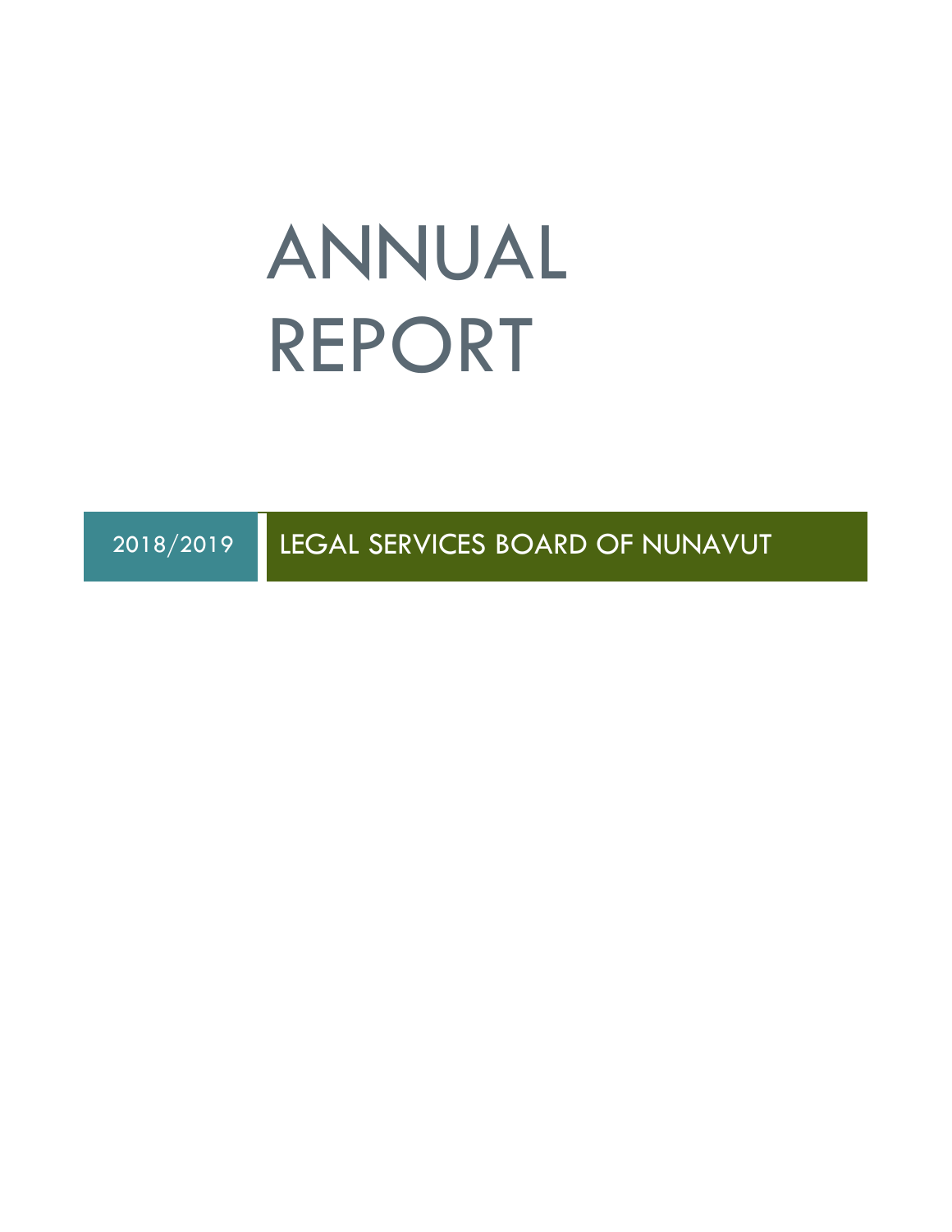# ANNUAL REPORT

2018/2019 LEGAL SERVICES BOARD OF NUNAVUT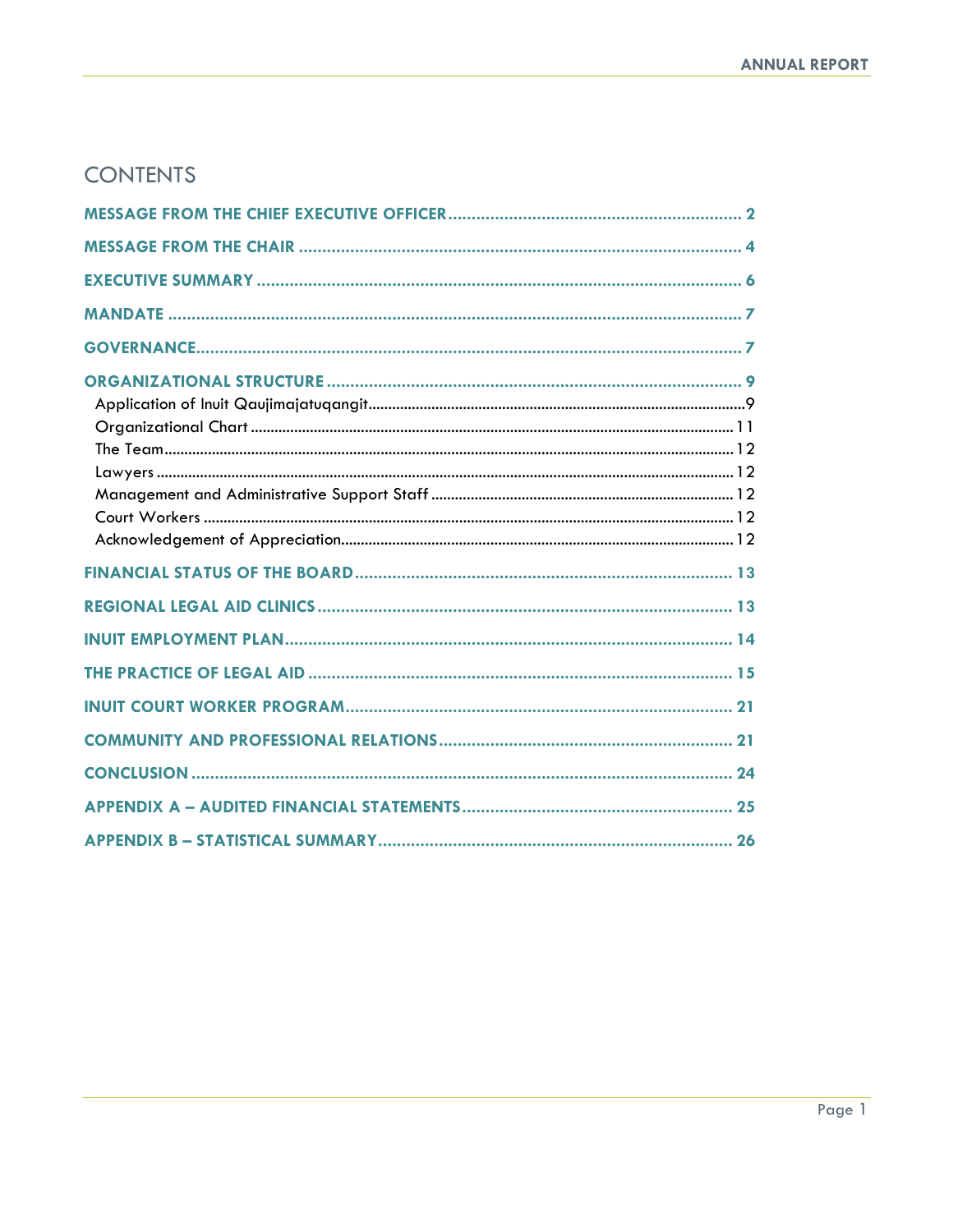# CONTENTS

**MESSAGE FROM THE CHIEF EXECUTIVE OFFICER** .......... 2

**MESSAGE FROM THE CHAIR** .......... 4

**EXECUTIVE SUMMARY** .......... 6

**MANDATE** .......... 7

**GOVERNANCE** .......... 7

**ORGANIZATIONAL STRUCTURE** .......... 9

- Application of Inuit Qaujimajatuqangit .......... 9
- Organizational Chart .......... 11
- The Team .......... 12
- Lawyers .......... 12
- Management and Administrative Support Staff .......... 12
- Court Workers .......... 12
- Acknowledgement of Appreciation .......... 12

**FINANCIAL STATUS OF THE BOARD** .......... 13

**REGIONAL LEGAL AID CLINICS** .......... 13

**INUIT EMPLOYMENT PLAN** .......... 14

**THE PRACTICE OF LEGAL AID** .......... 15

**INUIT COURT WORKER PROGRAM** .......... 21

**COMMUNITY AND PROFESSIONAL RELATIONS** .......... 21

**CONCLUSION** .......... 24

**APPENDIX A – AUDITED FINANCIAL STATEMENTS** .......... 25

**APPENDIX B – STATISTICAL SUMMARY** .......... 26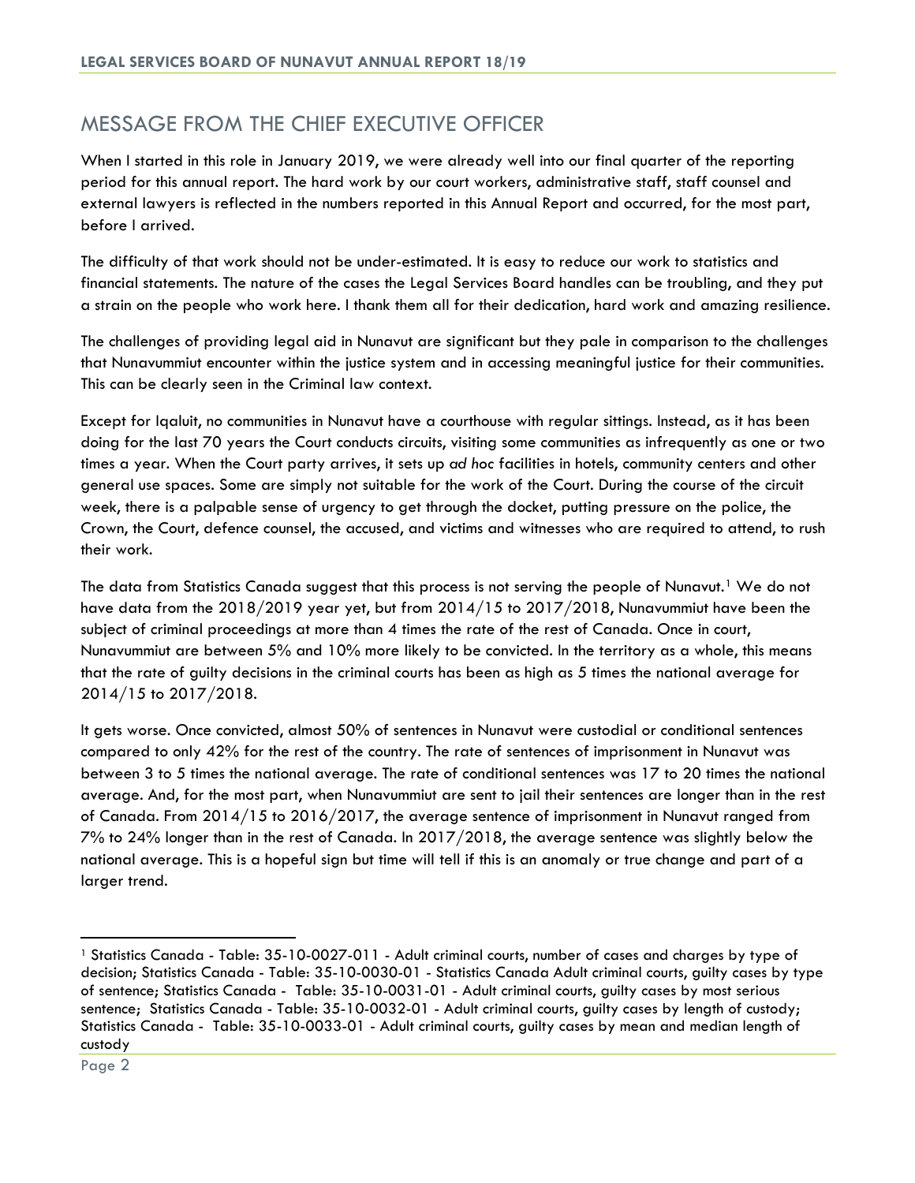## MESSAGE FROM THE CHIEF EXECUTIVE OFFICER

When I started in this role in January 2019, we were already well into our final quarter of the reporting period for this annual report. The hard work by our court workers, administrative staff, staff counsel and external lawyers is reflected in the numbers reported in this Annual Report and occurred, for the most part, before I arrived.

The difficulty of that work should not be under-estimated. It is easy to reduce our work to statistics and financial statements. The nature of the cases the Legal Services Board handles can be troubling, and they put a strain on the people who work here. I thank them all for their dedication, hard work and amazing resilience.

The challenges of providing legal aid in Nunavut are significant but they pale in comparison to the challenges that Nunavummiut encounter within the justice system and in accessing meaningful justice for their communities. This can be clearly seen in the Criminal law context.

Except for Iqaluit, no communities in Nunavut have a courthouse with regular sittings. Instead, as it has been doing for the last 70 years the Court conducts circuits, visiting some communities as infrequently as one or two times a year. When the Court party arrives, it sets up *ad hoc* facilities in hotels, community centers and other general use spaces. Some are simply not suitable for the work of the Court. During the course of the circuit week, there is a palpable sense of urgency to get through the docket, putting pressure on the police, the Crown, the Court, defence counsel, the accused, and victims and witnesses who are required to attend, to rush their work.

The data from Statistics Canada suggest that this process is not serving the people of Nunavut.[1] We do not have data from the 2018/2019 year yet, but from 2014/15 to 2017/2018, Nunavummiut have been the subject of criminal proceedings at more than 4 times the rate of the rest of Canada. Once in court, Nunavummiut are between 5% and 10% more likely to be convicted. In the territory as a whole, this means that the rate of guilty decisions in the criminal courts has been as high as 5 times the national average for 2014/15 to 2017/2018.

It gets worse. Once convicted, almost 50% of sentences in Nunavut were custodial or conditional sentences compared to only 42% for the rest of the country. The rate of sentences of imprisonment in Nunavut was between 3 to 5 times the national average. The rate of conditional sentences was 17 to 20 times the national average. And, for the most part, when Nunavummiut are sent to jail their sentences are longer than in the rest of Canada. From 2014/15 to 2016/2017, the average sentence of imprisonment in Nunavut ranged from 7% to 24% longer than in the rest of Canada. In 2017/2018, the average sentence was slightly below the national average. This is a hopeful sign but time will tell if this is an anomaly or true change and part of a larger trend.

---

[1] Statistics Canada - Table: 35-10-0027-011 - Adult criminal courts, number of cases and charges by type of decision; Statistics Canada - Table: 35-10-0030-01 - Statistics Canada Adult criminal courts, guilty cases by type of sentence; Statistics Canada - Table: 35-10-0031-01 - Adult criminal courts, guilty cases by most serious sentence; Statistics Canada - Table: 35-10-0032-01 - Adult criminal courts, guilty cases by length of custody; Statistics Canada - Table: 35-10-0033-01 - Adult criminal courts, guilty cases by mean and median length of custody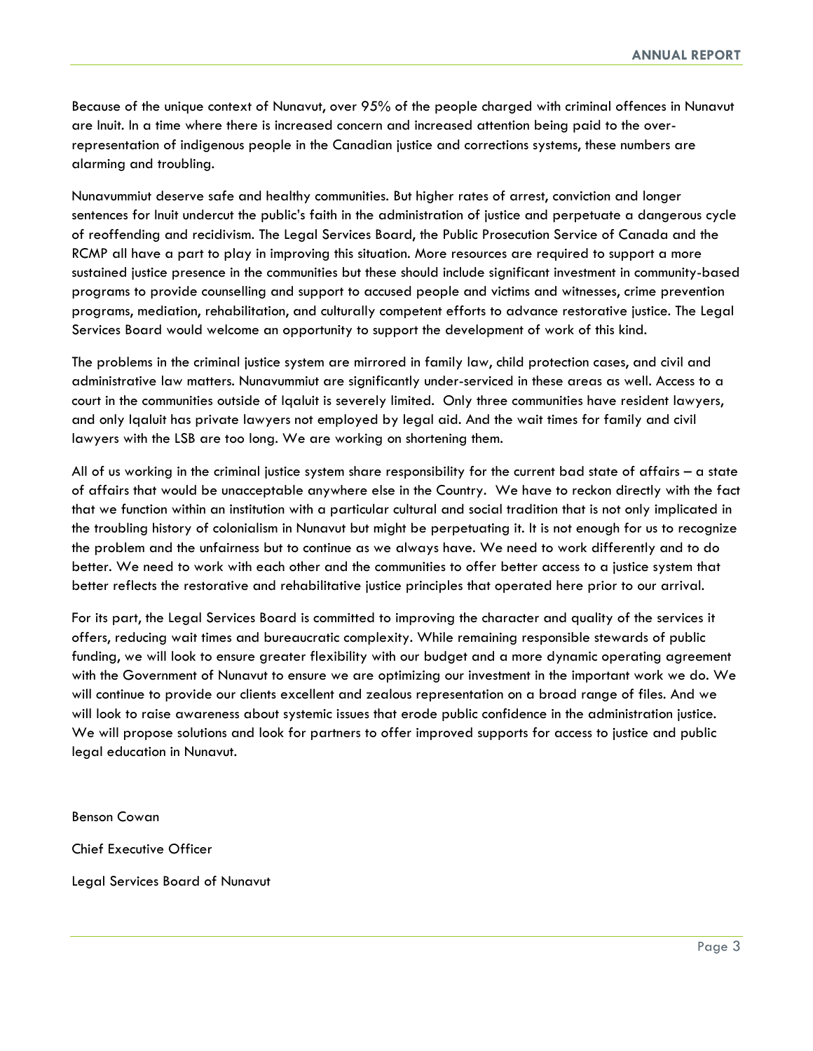Because of the unique context of Nunavut, over 95% of the people charged with criminal offences in Nunavut are Inuit. In a time where there is increased concern and increased attention being paid to the over-representation of indigenous people in the Canadian justice and corrections systems, these numbers are alarming and troubling.

Nunavummiut deserve safe and healthy communities. But higher rates of arrest, conviction and longer sentences for Inuit undercut the public's faith in the administration of justice and perpetuate a dangerous cycle of reoffending and recidivism. The Legal Services Board, the Public Prosecution Service of Canada and the RCMP all have a part to play in improving this situation. More resources are required to support a more sustained justice presence in the communities but these should include significant investment in community-based programs to provide counselling and support to accused people and victims and witnesses, crime prevention programs, mediation, rehabilitation, and culturally competent efforts to advance restorative justice. The Legal Services Board would welcome an opportunity to support the development of work of this kind.

The problems in the criminal justice system are mirrored in family law, child protection cases, and civil and administrative law matters. Nunavummiut are significantly under-serviced in these areas as well. Access to a court in the communities outside of Iqaluit is severely limited. Only three communities have resident lawyers, and only Iqaluit has private lawyers not employed by legal aid. And the wait times for family and civil lawyers with the LSB are too long. We are working on shortening them.

All of us working in the criminal justice system share responsibility for the current bad state of affairs – a state of affairs that would be unacceptable anywhere else in the Country. We have to reckon directly with the fact that we function within an institution with a particular cultural and social tradition that is not only implicated in the troubling history of colonialism in Nunavut but might be perpetuating it. It is not enough for us to recognize the problem and the unfairness but to continue as we always have. We need to work differently and to do better. We need to work with each other and the communities to offer better access to a justice system that better reflects the restorative and rehabilitative justice principles that operated here prior to our arrival.

For its part, the Legal Services Board is committed to improving the character and quality of the services it offers, reducing wait times and bureaucratic complexity. While remaining responsible stewards of public funding, we will look to ensure greater flexibility with our budget and a more dynamic operating agreement with the Government of Nunavut to ensure we are optimizing our investment in the important work we do. We will continue to provide our clients excellent and zealous representation on a broad range of files. And we will look to raise awareness about systemic issues that erode public confidence in the administration justice. We will propose solutions and look for partners to offer improved supports for access to justice and public legal education in Nunavut.

Benson Cowan

Chief Executive Officer

Legal Services Board of Nunavut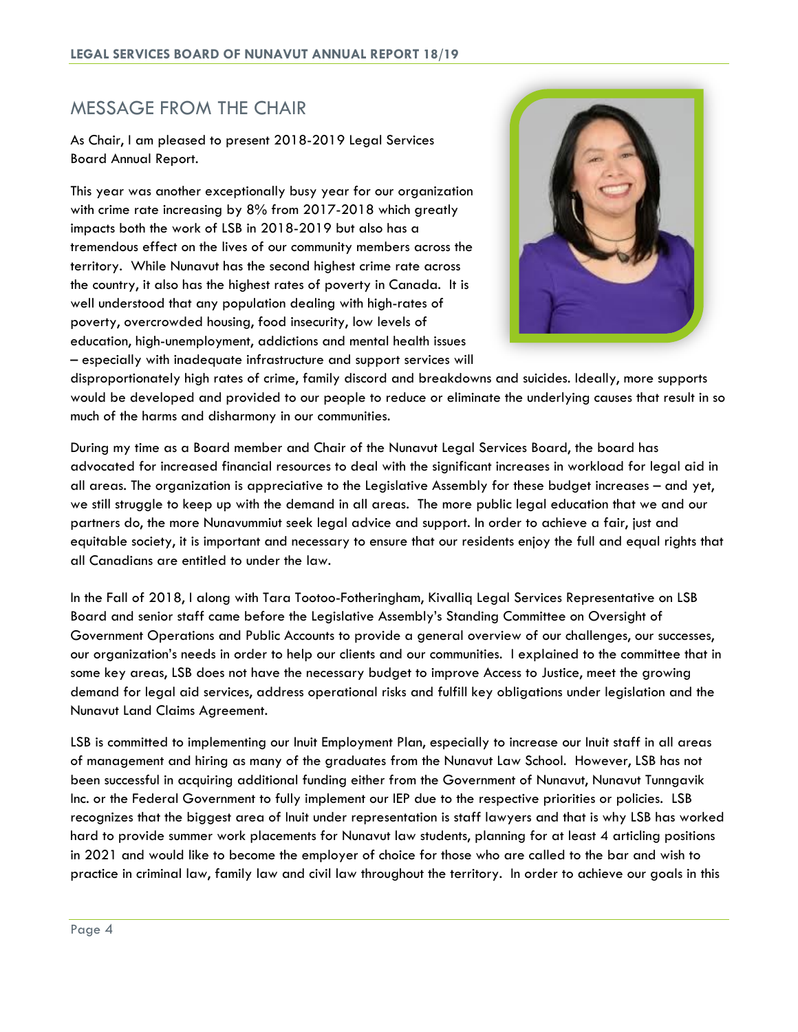## MESSAGE FROM THE CHAIR

As Chair, I am pleased to present 2018-2019 Legal Services Board Annual Report.

This year was another exceptionally busy year for our organization with crime rate increasing by 8% from 2017-2018 which greatly impacts both the work of LSB in 2018-2019 but also has a tremendous effect on the lives of our community members across the territory. While Nunavut has the second highest crime rate across the country, it also has the highest rates of poverty in Canada. It is well understood that any population dealing with high-rates of poverty, overcrowded housing, food insecurity, low levels of education, high-unemployment, addictions and mental health issues – especially with inadequate infrastructure and support services will disproportionately high rates of crime, family discord and breakdowns and suicides. Ideally, more supports would be developed and provided to our people to reduce or eliminate the underlying causes that result in so much of the harms and disharmony in our communities.

During my time as a Board member and Chair of the Nunavut Legal Services Board, the board has advocated for increased financial resources to deal with the significant increases in workload for legal aid in all areas. The organization is appreciative to the Legislative Assembly for these budget increases – and yet, we still struggle to keep up with the demand in all areas. The more public legal education that we and our partners do, the more Nunavummiut seek legal advice and support. In order to achieve a fair, just and equitable society, it is important and necessary to ensure that our residents enjoy the full and equal rights that all Canadians are entitled to under the law.

In the Fall of 2018, I along with Tara Tootoo-Fotheringham, Kivalliq Legal Services Representative on LSB Board and senior staff came before the Legislative Assembly's Standing Committee on Oversight of Government Operations and Public Accounts to provide a general overview of our challenges, our successes, our organization's needs in order to help our clients and our communities. I explained to the committee that in some key areas, LSB does not have the necessary budget to improve Access to Justice, meet the growing demand for legal aid services, address operational risks and fulfill key obligations under legislation and the Nunavut Land Claims Agreement.

LSB is committed to implementing our Inuit Employment Plan, especially to increase our Inuit staff in all areas of management and hiring as many of the graduates from the Nunavut Law School. However, LSB has not been successful in acquiring additional funding either from the Government of Nunavut, Nunavut Tunngavik Inc. or the Federal Government to fully implement our IEP due to the respective priorities or policies. LSB recognizes that the biggest area of Inuit under representation is staff lawyers and that is why LSB has worked hard to provide summer work placements for Nunavut law students, planning for at least 4 articling positions in 2021 and would like to become the employer of choice for those who are called to the bar and wish to practice in criminal law, family law and civil law throughout the territory. In order to achieve our goals in this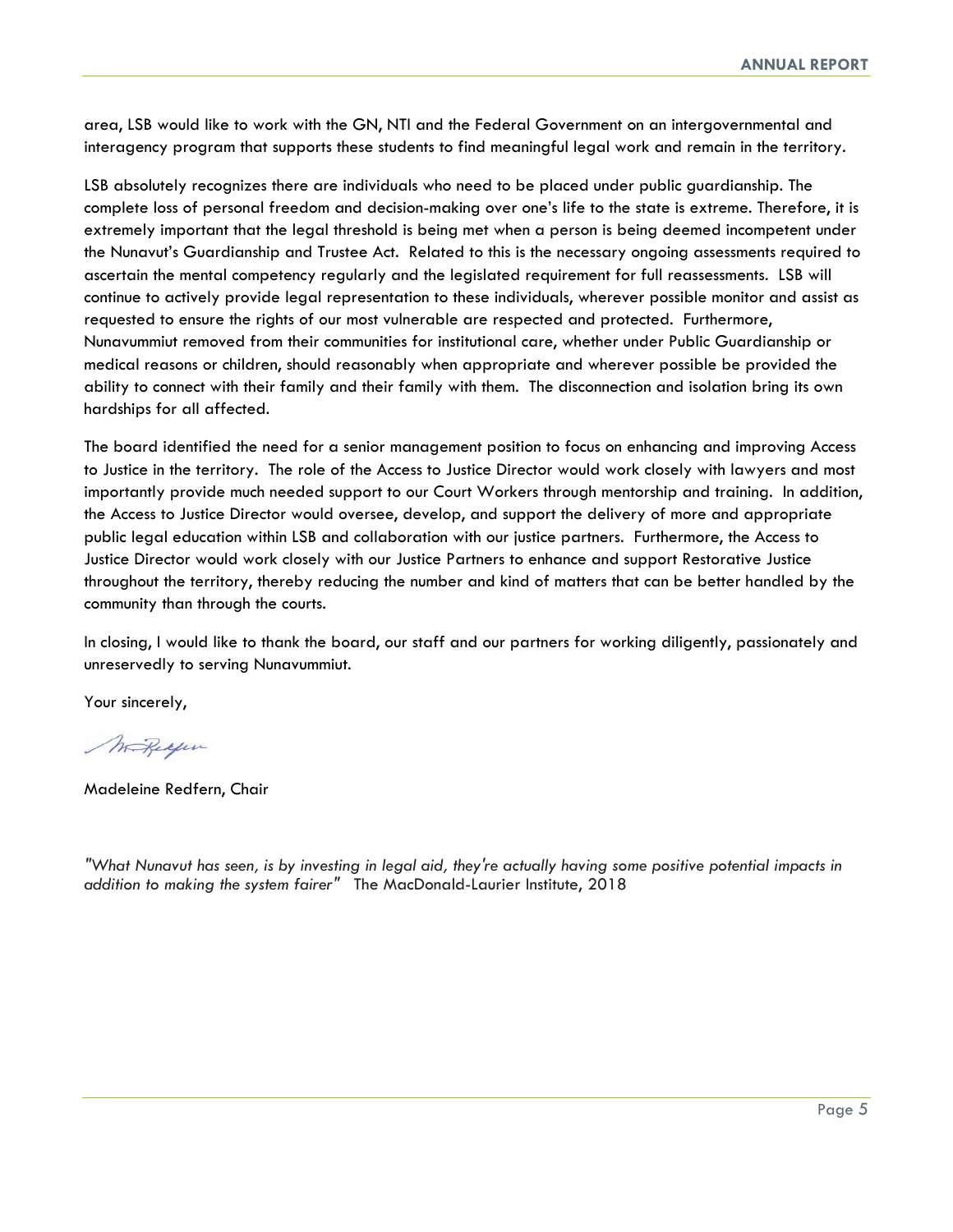area, LSB would like to work with the GN, NTI and the Federal Government on an intergovernmental and interagency program that supports these students to find meaningful legal work and remain in the territory.

LSB absolutely recognizes there are individuals who need to be placed under public guardianship. The complete loss of personal freedom and decision-making over one's life to the state is extreme. Therefore, it is extremely important that the legal threshold is being met when a person is being deemed incompetent under the Nunavut's Guardianship and Trustee Act. Related to this is the necessary ongoing assessments required to ascertain the mental competency regularly and the legislated requirement for full reassessments. LSB will continue to actively provide legal representation to these individuals, wherever possible monitor and assist as requested to ensure the rights of our most vulnerable are respected and protected. Furthermore, Nunavummiut removed from their communities for institutional care, whether under Public Guardianship or medical reasons or children, should reasonably when appropriate and wherever possible be provided the ability to connect with their family and their family with them. The disconnection and isolation bring its own hardships for all affected.

The board identified the need for a senior management position to focus on enhancing and improving Access to Justice in the territory. The role of the Access to Justice Director would work closely with lawyers and most importantly provide much needed support to our Court Workers through mentorship and training. In addition, the Access to Justice Director would oversee, develop, and support the delivery of more and appropriate public legal education within LSB and collaboration with our justice partners. Furthermore, the Access to Justice Director would work closely with our Justice Partners to enhance and support Restorative Justice throughout the territory, thereby reducing the number and kind of matters that can be better handled by the community than through the courts.

In closing, I would like to thank the board, our staff and our partners for working diligently, passionately and unreservedly to serving Nunavummiut.

Your sincerely,

Madeleine Redfern, Chair

*"What Nunavut has seen, is by investing in legal aid, they're actually having some positive potential impacts in addition to making the system fairer"* The MacDonald-Laurier Institute, 2018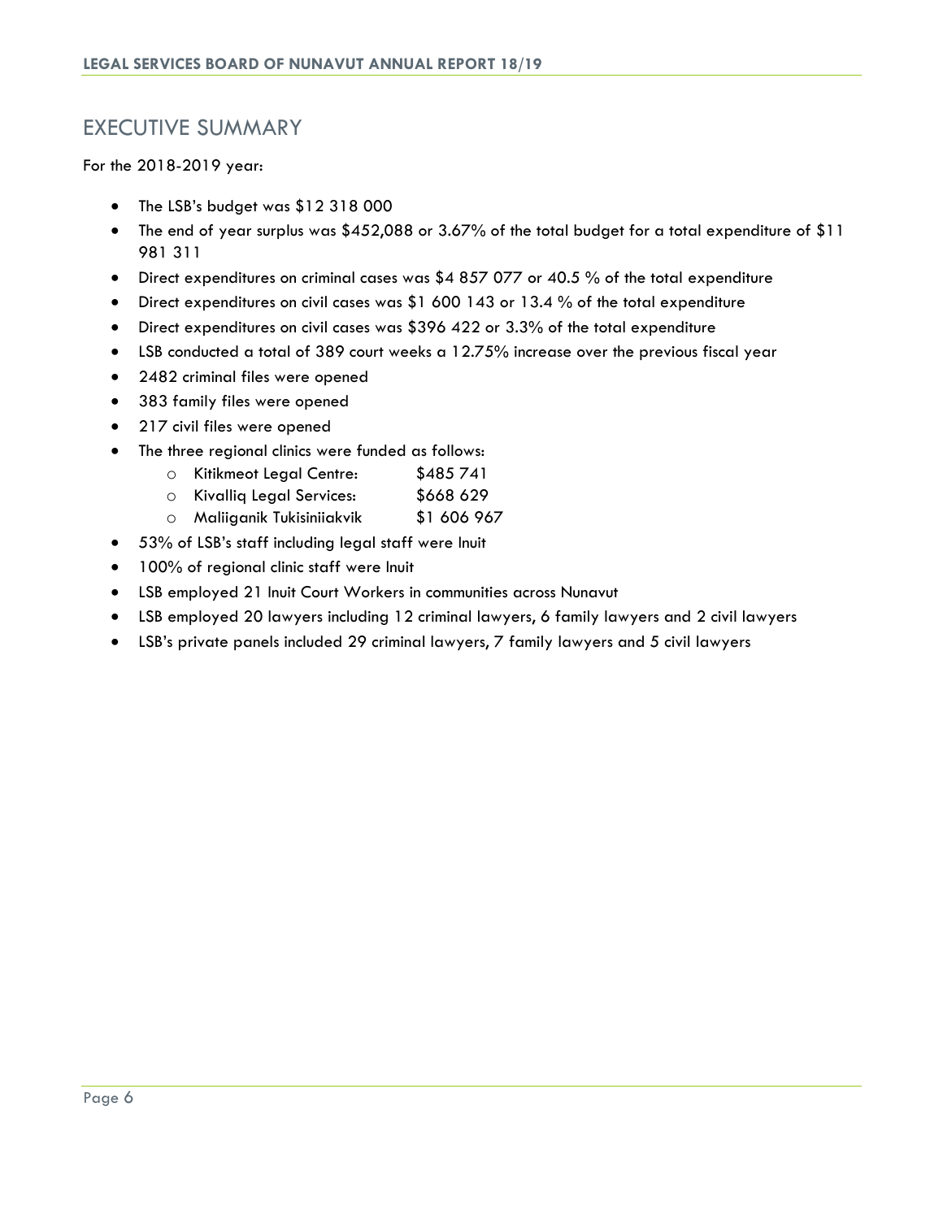# EXECUTIVE SUMMARY

For the 2018-2019 year:

- The LSB's budget was $12 318 000
- The end of year surplus was $452,088 or 3.67% of the total budget for a total expenditure of $11 981 311
- Direct expenditures on criminal cases was $4 857 077 or 40.5 % of the total expenditure
- Direct expenditures on civil cases was $1 600 143 or 13.4 % of the total expenditure
- Direct expenditures on civil cases was $396 422 or 3.3% of the total expenditure
- LSB conducted a total of 389 court weeks a 12.75% increase over the previous fiscal year
- 2482 criminal files were opened
- 383 family files were opened
- 217 civil files were opened
- The three regional clinics were funded as follows:
  - Kitikmeot Legal Centre: $485 741
  - Kivalliq Legal Services: $668 629
  - Maliiganik Tukisiniiakvik $1 606 967
- 53% of LSB's staff including legal staff were Inuit
- 100% of regional clinic staff were Inuit
- LSB employed 21 Inuit Court Workers in communities across Nunavut
- LSB employed 20 lawyers including 12 criminal lawyers, 6 family lawyers and 2 civil lawyers
- LSB's private panels included 29 criminal lawyers, 7 family lawyers and 5 civil lawyers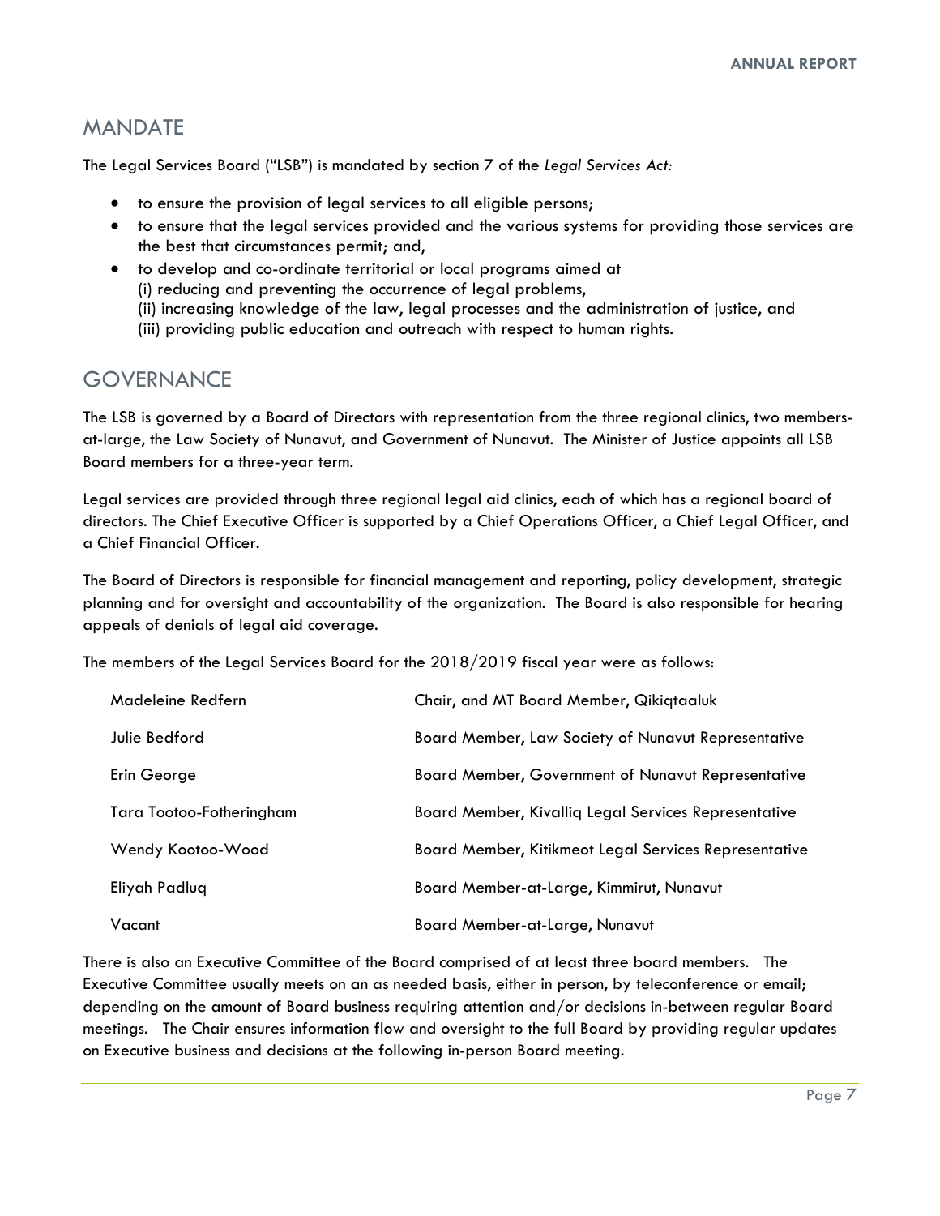## MANDATE

The Legal Services Board ("LSB") is mandated by section 7 of the *Legal Services Act:*

- to ensure the provision of legal services to all eligible persons;
- to ensure that the legal services provided and the various systems for providing those services are the best that circumstances permit; and,
- to develop and co-ordinate territorial or local programs aimed at
  (i) reducing and preventing the occurrence of legal problems,
  (ii) increasing knowledge of the law, legal processes and the administration of justice, and
  (iii) providing public education and outreach with respect to human rights.

## GOVERNANCE

The LSB is governed by a Board of Directors with representation from the three regional clinics, two members-at-large, the Law Society of Nunavut, and Government of Nunavut. The Minister of Justice appoints all LSB Board members for a three-year term.

Legal services are provided through three regional legal aid clinics, each of which has a regional board of directors. The Chief Executive Officer is supported by a Chief Operations Officer, a Chief Legal Officer, and a Chief Financial Officer.

The Board of Directors is responsible for financial management and reporting, policy development, strategic planning and for oversight and accountability of the organization. The Board is also responsible for hearing appeals of denials of legal aid coverage.

The members of the Legal Services Board for the 2018/2019 fiscal year were as follows:

| | |
|---|---|
| Madeleine Redfern | Chair, and MT Board Member, Qikiqtaaluk |
| Julie Bedford | Board Member, Law Society of Nunavut Representative |
| Erin George | Board Member, Government of Nunavut Representative |
| Tara Tootoo-Fotheringham | Board Member, Kivalliq Legal Services Representative |
| Wendy Kootoo-Wood | Board Member, Kitikmeot Legal Services Representative |
| Eliyah Padluq | Board Member-at-Large, Kimmirut, Nunavut |
| Vacant | Board Member-at-Large, Nunavut |

There is also an Executive Committee of the Board comprised of at least three board members. The Executive Committee usually meets on an as needed basis, either in person, by teleconference or email; depending on the amount of Board business requiring attention and/or decisions in-between regular Board meetings. The Chair ensures information flow and oversight to the full Board by providing regular updates on Executive business and decisions at the following in-person Board meeting.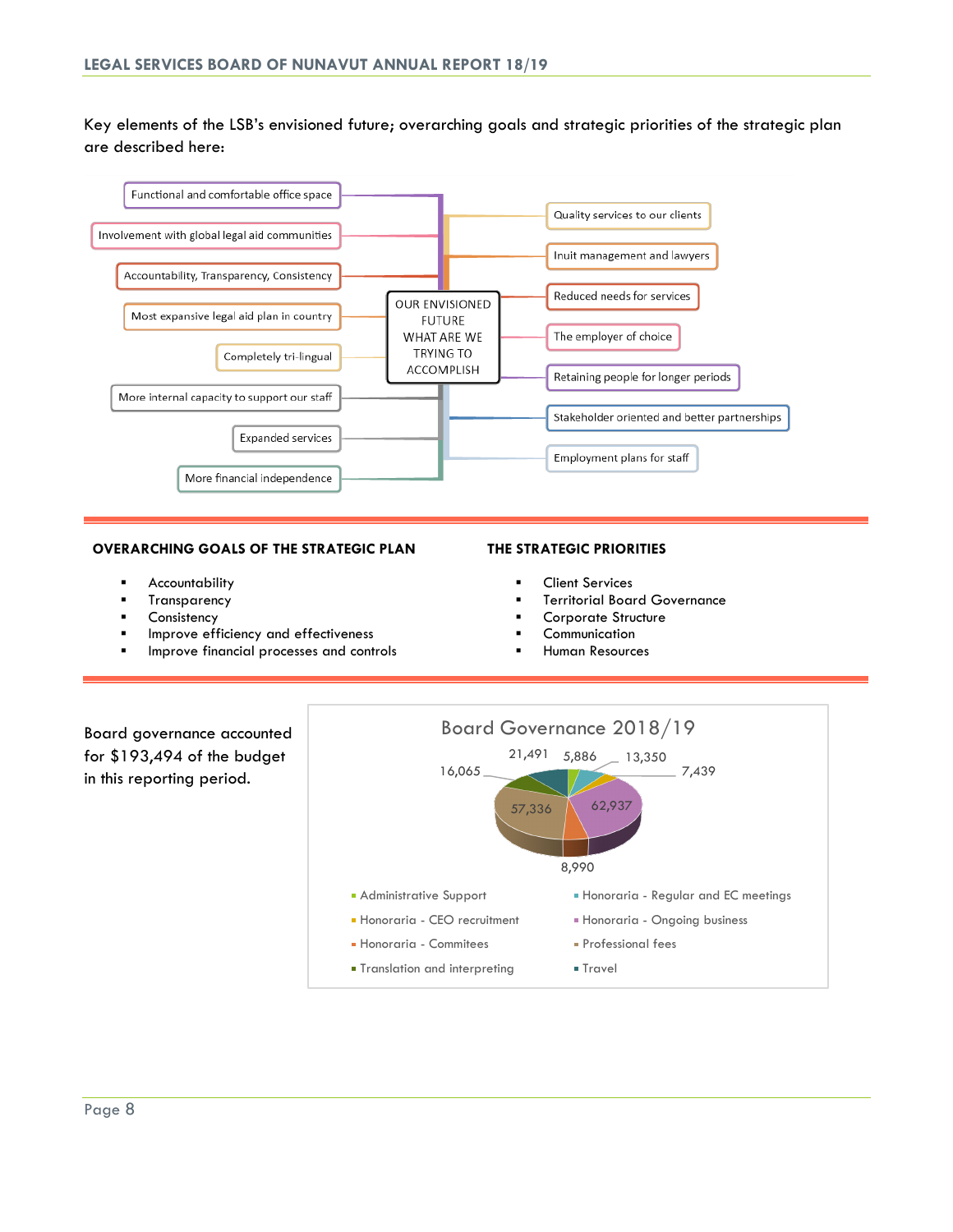Key elements of the LSB's envisioned future; overarching goals and strategic priorities of the strategic plan are described here:

**OUR ENVISIONED FUTURE WHAT ARE WE TRYING TO ACCOMPLISH**

- Functional and comfortable office space
- Involvement with global legal aid communities
- Accountability, Transparency, Consistency
- Most expansive legal aid plan in country
- Completely tri-lingual
- More internal capacity to support our staff
- Expanded services
- More financial independence
- Quality services to our clients
- Inuit management and lawyers
- Reduced needs for services
- The employer of choice
- Retaining people for longer periods
- Stakeholder oriented and better partnerships
- Employment plans for staff

## OVERARCHING GOALS OF THE STRATEGIC PLAN

- Accountability
- Transparency
- Consistency
- Improve efficiency and effectiveness
- Improve financial processes and controls

## THE STRATEGIC PRIORITIES

- Client Services
- Territorial Board Governance
- Corporate Structure
- Communication
- Human Resources

Board governance accounted for $193,494 of the budget in this reporting period.

**Board Governance 2018/19**

| Category | Amount |
|---|---|
| Administrative Support | 5,886 |
| Honoraria - Regular and EC meetings | 13,350 |
| Honoraria - CEO recruitment | 7,439 |
| Honoraria - Ongoing business | 62,937 |
| Honoraria - Commitees | 8,990 |
| Professional fees | 57,336 |
| Translation and interpreting | 16,065 |
| Travel | 21,491 |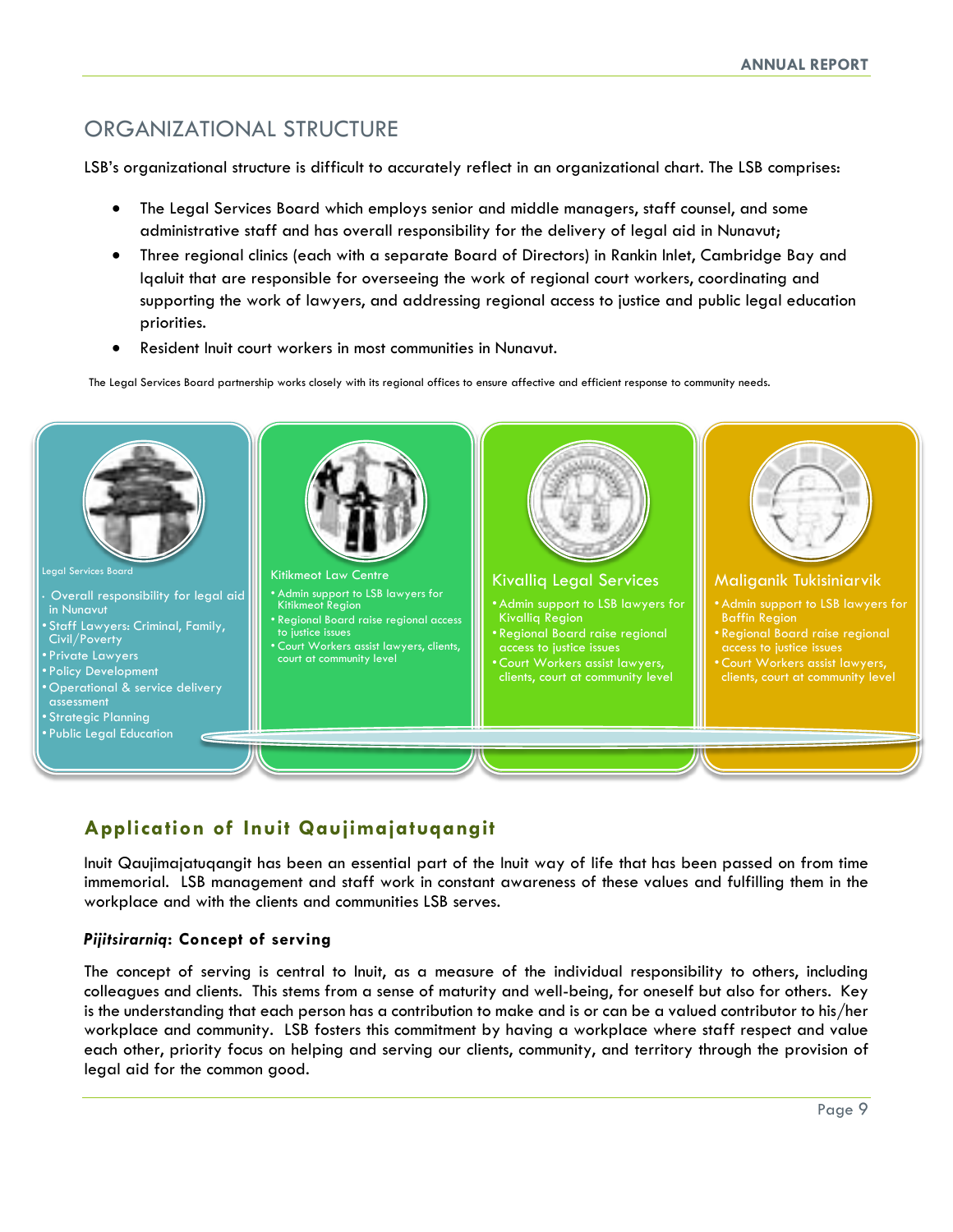## ORGANIZATIONAL STRUCTURE

LSB's organizational structure is difficult to accurately reflect in an organizational chart. The LSB comprises:

- The Legal Services Board which employs senior and middle managers, staff counsel, and some administrative staff and has overall responsibility for the delivery of legal aid in Nunavut;
- Three regional clinics (each with a separate Board of Directors) in Rankin Inlet, Cambridge Bay and Iqaluit that are responsible for overseeing the work of regional court workers, coordinating and supporting the work of lawyers, and addressing regional access to justice and public legal education priorities.
- Resident Inuit court workers in most communities in Nunavut.

The Legal Services Board partnership works closely with its regional offices to ensure affective and efficient response to community needs.

**Legal Services Board**
- Overall responsibility for legal aid in Nunavut
- Staff Lawyers: Criminal, Family, Civil/Poverty
- Private Lawyers
- Policy Development
- Operational & service delivery assessment
- Strategic Planning
- Public Legal Education

**Kitikmeot Law Centre**
- Admin support to LSB lawyers for Kitikmeot Region
- Regional Board raise regional access to justice issues
- Court Workers assist lawyers, clients, court at community level

**Kivalliq Legal Services**
- Admin support to LSB lawyers for Kivalliq Region
- Regional Board raise regional access to justice issues
- Court Workers assist lawyers, clients, court at community level

**Maliganik Tukisiniarvik**
- Admin support to LSB lawyers for Baffin Region
- Regional Board raise regional access to justice issues
- Court Workers assist lawyers, clients, court at community level

## Application of Inuit Qaujimajatuqangit

Inuit Qaujimajatuqangit has been an essential part of the Inuit way of life that has been passed on from time immemorial. LSB management and staff work in constant awareness of these values and fulfilling them in the workplace and with the clients and communities LSB serves.

### *Pijitsirarniq*: Concept of serving

The concept of serving is central to Inuit, as a measure of the individual responsibility to others, including colleagues and clients. This stems from a sense of maturity and well-being, for oneself but also for others. Key is the understanding that each person has a contribution to make and is or can be a valued contributor to his/her workplace and community. LSB fosters this commitment by having a workplace where staff respect and value each other, priority focus on helping and serving our clients, community, and territory through the provision of legal aid for the common good.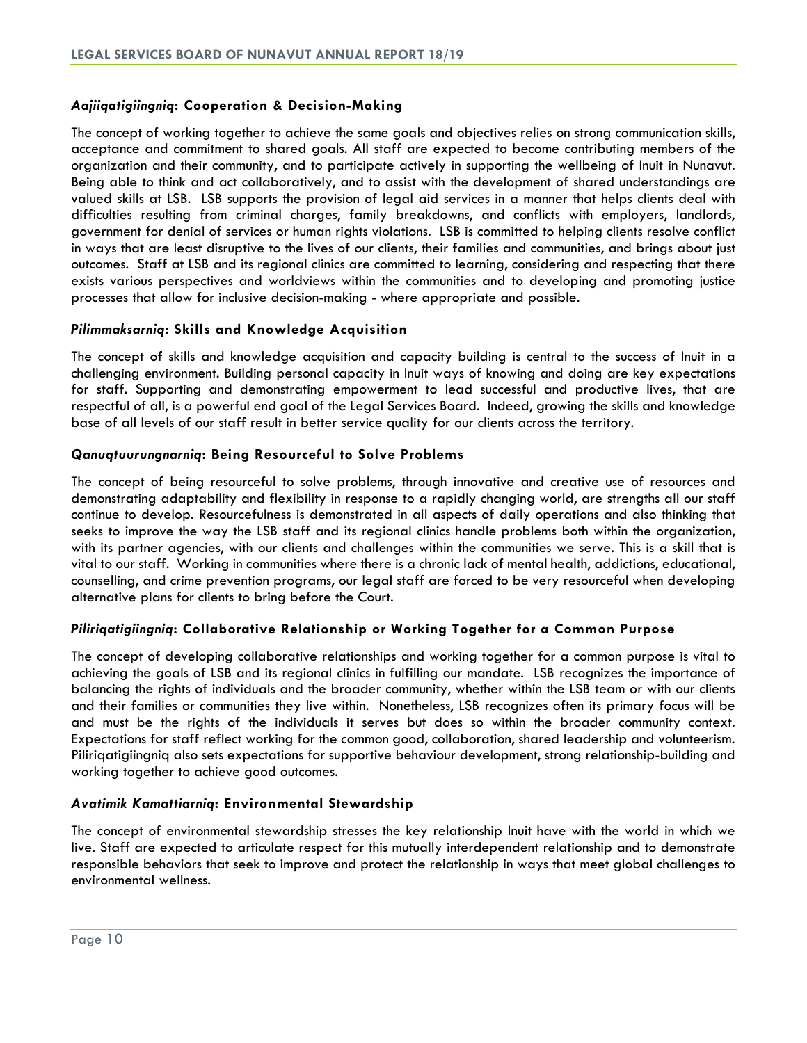### *Aajiiqatigiingniq*: Cooperation & Decision-Making

The concept of working together to achieve the same goals and objectives relies on strong communication skills, acceptance and commitment to shared goals. All staff are expected to become contributing members of the organization and their community, and to participate actively in supporting the wellbeing of Inuit in Nunavut. Being able to think and act collaboratively, and to assist with the development of shared understandings are valued skills at LSB. LSB supports the provision of legal aid services in a manner that helps clients deal with difficulties resulting from criminal charges, family breakdowns, and conflicts with employers, landlords, government for denial of services or human rights violations. LSB is committed to helping clients resolve conflict in ways that are least disruptive to the lives of our clients, their families and communities, and brings about just outcomes. Staff at LSB and its regional clinics are committed to learning, considering and respecting that there exists various perspectives and worldviews within the communities and to developing and promoting justice processes that allow for inclusive decision-making - where appropriate and possible.

### *Pilimmaksarniq*: Skills and Knowledge Acquisition

The concept of skills and knowledge acquisition and capacity building is central to the success of Inuit in a challenging environment. Building personal capacity in Inuit ways of knowing and doing are key expectations for staff. Supporting and demonstrating empowerment to lead successful and productive lives, that are respectful of all, is a powerful end goal of the Legal Services Board. Indeed, growing the skills and knowledge base of all levels of our staff result in better service quality for our clients across the territory.

### *Qanuqtuurungnarniq*: Being Resourceful to Solve Problems

The concept of being resourceful to solve problems, through innovative and creative use of resources and demonstrating adaptability and flexibility in response to a rapidly changing world, are strengths all our staff continue to develop. Resourcefulness is demonstrated in all aspects of daily operations and also thinking that seeks to improve the way the LSB staff and its regional clinics handle problems both within the organization, with its partner agencies, with our clients and challenges within the communities we serve. This is a skill that is vital to our staff. Working in communities where there is a chronic lack of mental health, addictions, educational, counselling, and crime prevention programs, our legal staff are forced to be very resourceful when developing alternative plans for clients to bring before the Court.

### *Piliriqatigiingniq*: Collaborative Relationship or Working Together for a Common Purpose

The concept of developing collaborative relationships and working together for a common purpose is vital to achieving the goals of LSB and its regional clinics in fulfilling our mandate. LSB recognizes the importance of balancing the rights of individuals and the broader community, whether within the LSB team or with our clients and their families or communities they live within. Nonetheless, LSB recognizes often its primary focus will be and must be the rights of the individuals it serves but does so within the broader community context. Expectations for staff reflect working for the common good, collaboration, shared leadership and volunteerism. Piliriqatigiingniq also sets expectations for supportive behaviour development, strong relationship-building and working together to achieve good outcomes.

### *Avatimik Kamattiarniq*: Environmental Stewardship

The concept of environmental stewardship stresses the key relationship Inuit have with the world in which we live. Staff are expected to articulate respect for this mutually interdependent relationship and to demonstrate responsible behaviors that seek to improve and protect the relationship in ways that meet global challenges to environmental wellness.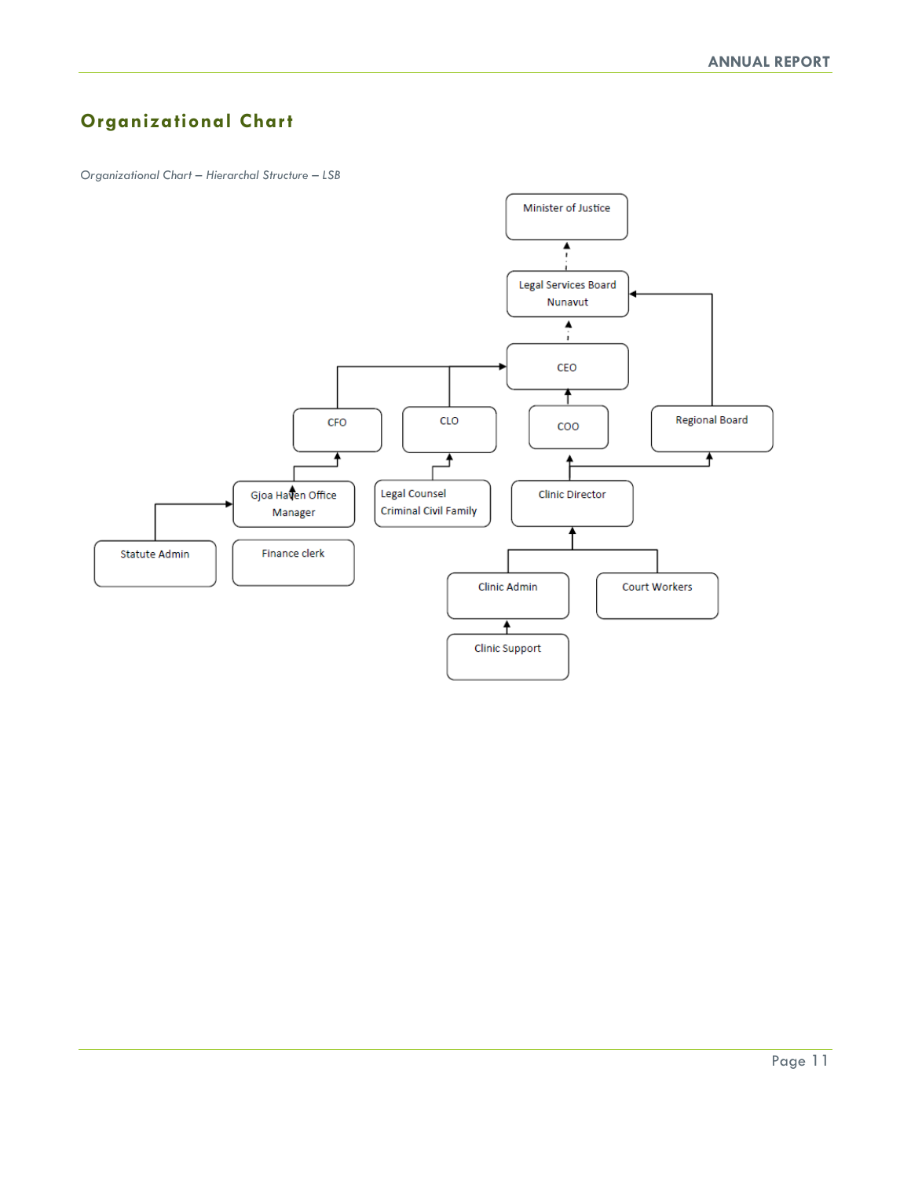## Organizational Chart

*Organizational Chart – Hierarchal Structure – LSB*

Minister of Justice

Legal Services Board Nunavut

CEO

CFO

CLO

COO

Regional Board

Gjoa Haven Office Manager

Legal Counsel Criminal Civil Family

Clinic Director

Statute Admin

Finance clerk

Clinic Admin

Court Workers

Clinic Support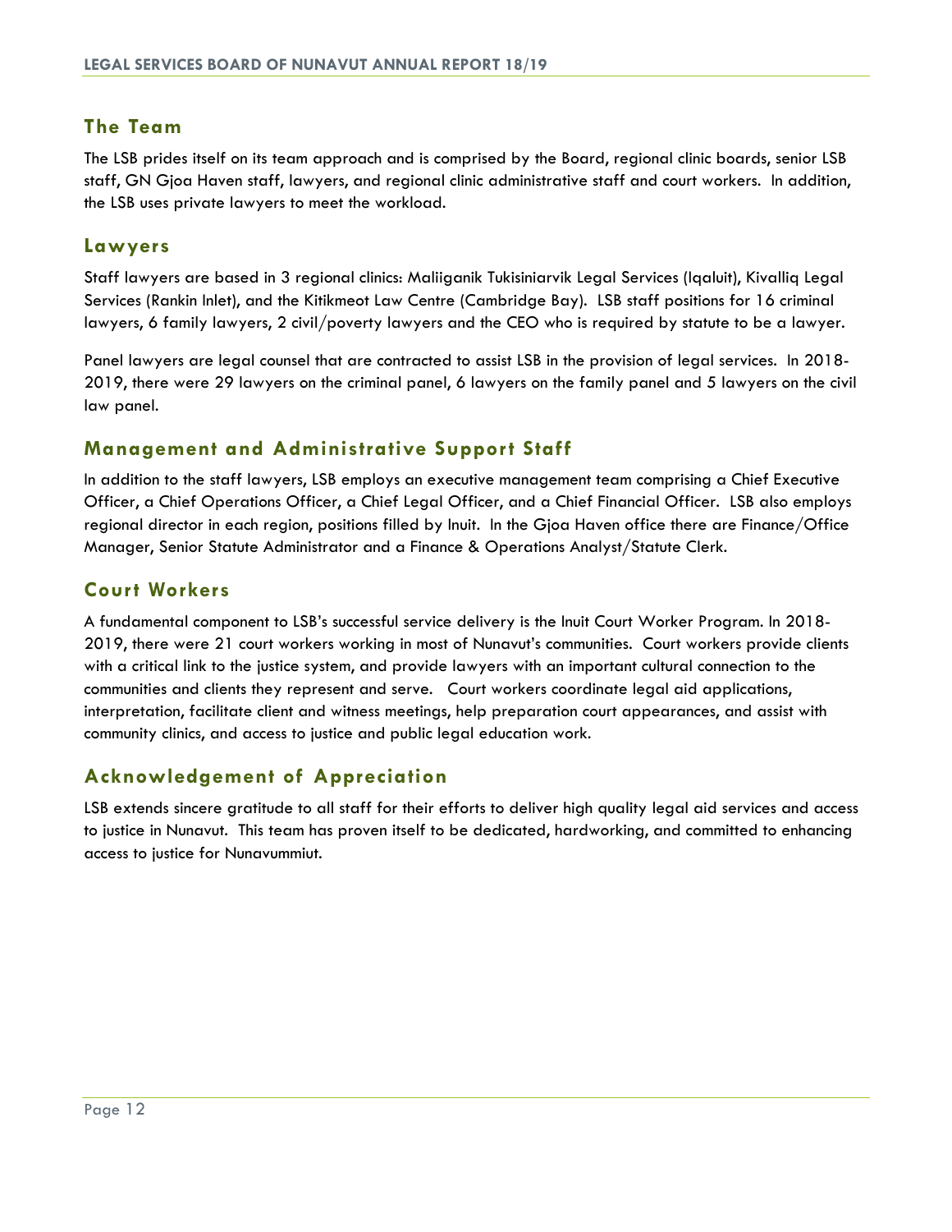## The Team

The LSB prides itself on its team approach and is comprised by the Board, regional clinic boards, senior LSB staff, GN Gjoa Haven staff, lawyers, and regional clinic administrative staff and court workers. In addition, the LSB uses private lawyers to meet the workload.

## Lawyers

Staff lawyers are based in 3 regional clinics: Maliiganik Tukisiniarvik Legal Services (Iqaluit), Kivalliq Legal Services (Rankin Inlet), and the Kitikmeot Law Centre (Cambridge Bay). LSB staff positions for 16 criminal lawyers, 6 family lawyers, 2 civil/poverty lawyers and the CEO who is required by statute to be a lawyer.

Panel lawyers are legal counsel that are contracted to assist LSB in the provision of legal services. In 2018-2019, there were 29 lawyers on the criminal panel, 6 lawyers on the family panel and 5 lawyers on the civil law panel.

## Management and Administrative Support Staff

In addition to the staff lawyers, LSB employs an executive management team comprising a Chief Executive Officer, a Chief Operations Officer, a Chief Legal Officer, and a Chief Financial Officer. LSB also employs regional director in each region, positions filled by Inuit. In the Gjoa Haven office there are Finance/Office Manager, Senior Statute Administrator and a Finance & Operations Analyst/Statute Clerk.

## Court Workers

A fundamental component to LSB's successful service delivery is the Inuit Court Worker Program. In 2018-2019, there were 21 court workers working in most of Nunavut's communities. Court workers provide clients with a critical link to the justice system, and provide lawyers with an important cultural connection to the communities and clients they represent and serve. Court workers coordinate legal aid applications, interpretation, facilitate client and witness meetings, help preparation court appearances, and assist with community clinics, and access to justice and public legal education work.

## Acknowledgement of Appreciation

LSB extends sincere gratitude to all staff for their efforts to deliver high quality legal aid services and access to justice in Nunavut. This team has proven itself to be dedicated, hardworking, and committed to enhancing access to justice for Nunavummiut.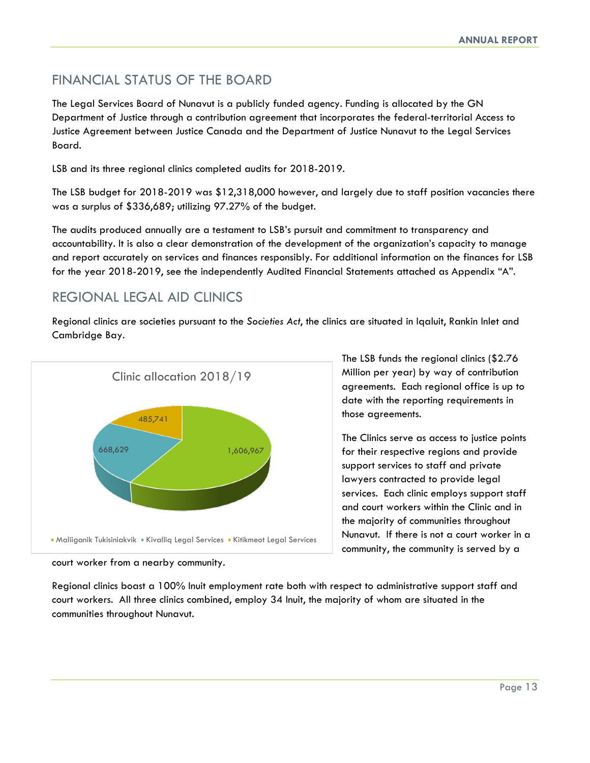## FINANCIAL STATUS OF THE BOARD

The Legal Services Board of Nunavut is a publicly funded agency. Funding is allocated by the GN Department of Justice through a contribution agreement that incorporates the federal-territorial Access to Justice Agreement between Justice Canada and the Department of Justice Nunavut to the Legal Services Board.

LSB and its three regional clinics completed audits for 2018-2019.

The LSB budget for 2018-2019 was $12,318,000 however, and largely due to staff position vacancies there was a surplus of $336,689; utilizing 97.27% of the budget.

The audits produced annually are a testament to LSB's pursuit and commitment to transparency and accountability. It is also a clear demonstration of the development of the organization's capacity to manage and report accurately on services and finances responsibly. For additional information on the finances for LSB for the year 2018-2019, see the independently Audited Financial Statements attached as Appendix "A".

## REGIONAL LEGAL AID CLINICS

Regional clinics are societies pursuant to the *Societies Act*, the clinics are situated in Iqaluit, Rankin Inlet and Cambridge Bay.

Clinic allocation 2018/19

| Clinic | Allocation |
|---|---|
| Maliiganik Tukisiniakvik | 1,606,967 |
| Kivalliq Legal Services | 668,629 |
| Kitikmeot Legal Services | 485,741 |

The LSB funds the regional clinics ($2.76 Million per year) by way of contribution agreements. Each regional office is up to date with the reporting requirements in those agreements.

The Clinics serve as access to justice points for their respective regions and provide support services to staff and private lawyers contracted to provide legal services. Each clinic employs support staff and court workers within the Clinic and in the majority of communities throughout Nunavut. If there is not a court worker in a community, the community is served by a court worker from a nearby community.

Regional clinics boast a 100% Inuit employment rate both with respect to administrative support staff and court workers. All three clinics combined, employ 34 Inuit, the majority of whom are situated in the communities throughout Nunavut.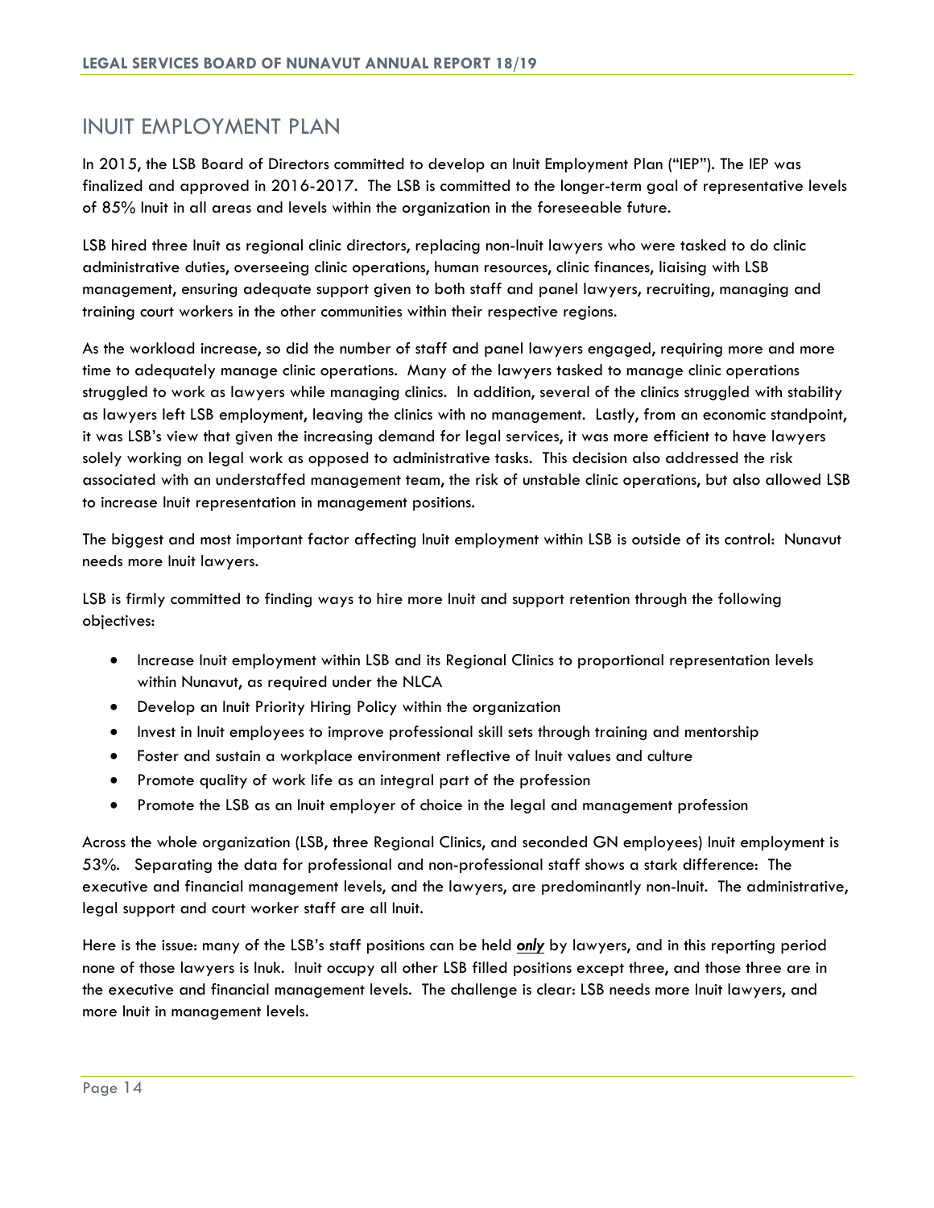## INUIT EMPLOYMENT PLAN

In 2015, the LSB Board of Directors committed to develop an Inuit Employment Plan ("IEP"). The IEP was finalized and approved in 2016-2017. The LSB is committed to the longer-term goal of representative levels of 85% Inuit in all areas and levels within the organization in the foreseeable future.

LSB hired three Inuit as regional clinic directors, replacing non-Inuit lawyers who were tasked to do clinic administrative duties, overseeing clinic operations, human resources, clinic finances, liaising with LSB management, ensuring adequate support given to both staff and panel lawyers, recruiting, managing and training court workers in the other communities within their respective regions.

As the workload increase, so did the number of staff and panel lawyers engaged, requiring more and more time to adequately manage clinic operations. Many of the lawyers tasked to manage clinic operations struggled to work as lawyers while managing clinics. In addition, several of the clinics struggled with stability as lawyers left LSB employment, leaving the clinics with no management. Lastly, from an economic standpoint, it was LSB's view that given the increasing demand for legal services, it was more efficient to have lawyers solely working on legal work as opposed to administrative tasks. This decision also addressed the risk associated with an understaffed management team, the risk of unstable clinic operations, but also allowed LSB to increase Inuit representation in management positions.

The biggest and most important factor affecting Inuit employment within LSB is outside of its control: Nunavut needs more Inuit lawyers.

LSB is firmly committed to finding ways to hire more Inuit and support retention through the following objectives:

- Increase Inuit employment within LSB and its Regional Clinics to proportional representation levels within Nunavut, as required under the NLCA
- Develop an Inuit Priority Hiring Policy within the organization
- Invest in Inuit employees to improve professional skill sets through training and mentorship
- Foster and sustain a workplace environment reflective of Inuit values and culture
- Promote quality of work life as an integral part of the profession
- Promote the LSB as an Inuit employer of choice in the legal and management profession

Across the whole organization (LSB, three Regional Clinics, and seconded GN employees) Inuit employment is 53%. Separating the data for professional and non-professional staff shows a stark difference: The executive and financial management levels, and the lawyers, are predominantly non-Inuit. The administrative, legal support and court worker staff are all Inuit.

Here is the issue: many of the LSB's staff positions can be held ***only*** by lawyers, and in this reporting period none of those lawyers is Inuk. Inuit occupy all other LSB filled positions except three, and those three are in the executive and financial management levels. The challenge is clear: LSB needs more Inuit lawyers, and more Inuit in management levels.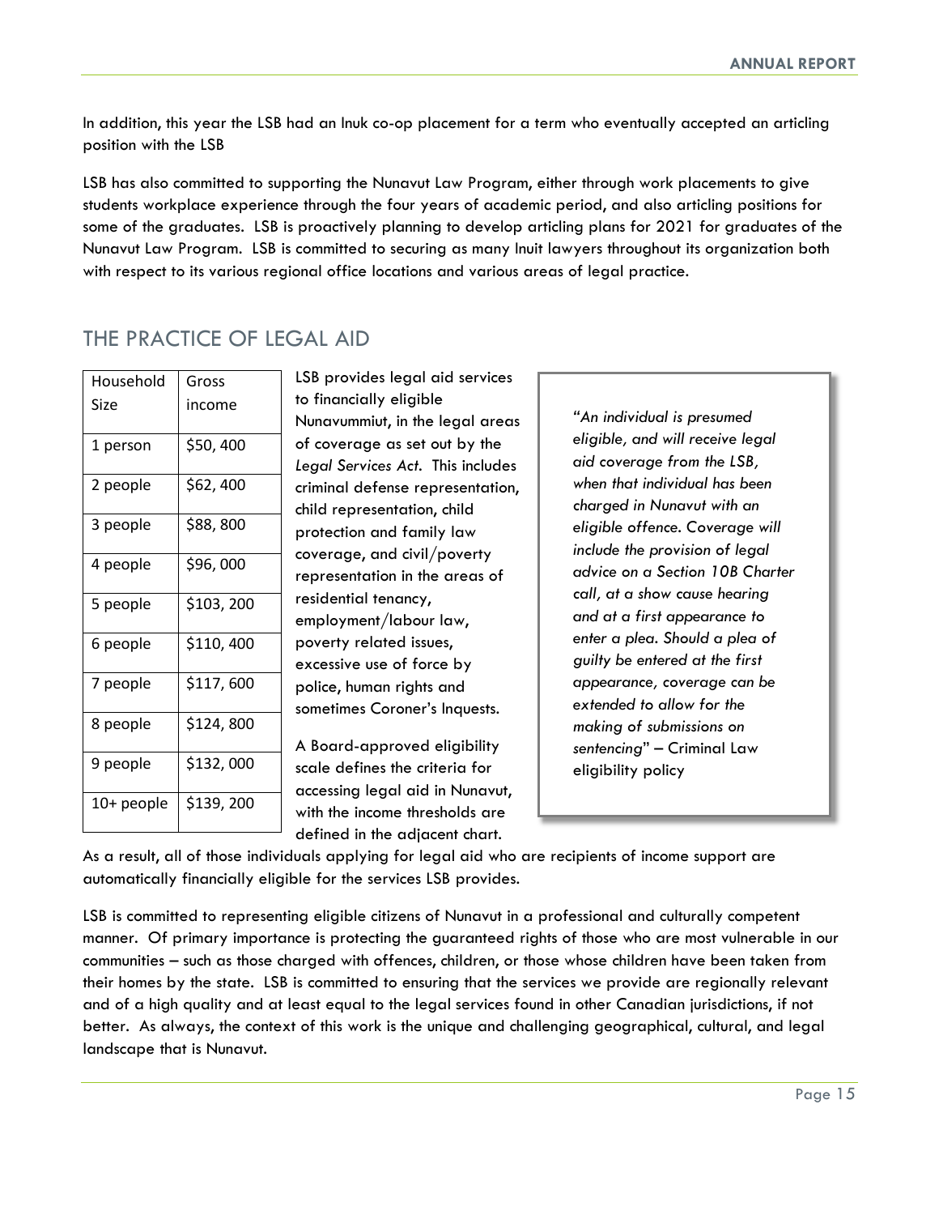In addition, this year the LSB had an Inuk co-op placement for a term who eventually accepted an articling position with the LSB

LSB has also committed to supporting the Nunavut Law Program, either through work placements to give students workplace experience through the four years of academic period, and also articling positions for some of the graduates. LSB is proactively planning to develop articling plans for 2021 for graduates of the Nunavut Law Program. LSB is committed to securing as many Inuit lawyers throughout its organization both with respect to its various regional office locations and various areas of legal practice.

## THE PRACTICE OF LEGAL AID

| Household Size | Gross income |
|---|---|
| 1 person | $50, 400 |
| 2 people | $62, 400 |
| 3 people | $88, 800 |
| 4 people | $96, 000 |
| 5 people | $103, 200 |
| 6 people | $110, 400 |
| 7 people | $117, 600 |
| 8 people | $124, 800 |
| 9 people | $132, 000 |
| 10+ people | $139, 200 |

LSB provides legal aid services to financially eligible Nunavummiut, in the legal areas of coverage as set out by the *Legal Services Act*. This includes criminal defense representation, child representation, child protection and family law coverage, and civil/poverty representation in the areas of residential tenancy, employment/labour law, poverty related issues, excessive use of force by police, human rights and sometimes Coroner's Inquests.

A Board-approved eligibility scale defines the criteria for accessing legal aid in Nunavut, with the income thresholds are defined in the adjacent chart.

> "*An individual is presumed eligible, and will receive legal aid coverage from the LSB, when that individual has been charged in Nunavut with an eligible offence. Coverage will include the provision of legal advice on a Section 10B Charter call, at a show cause hearing and at a first appearance to enter a plea. Should a plea of guilty be entered at the first appearance, coverage can be extended to allow for the making of submissions on sentencing*" – Criminal Law eligibility policy

As a result, all of those individuals applying for legal aid who are recipients of income support are automatically financially eligible for the services LSB provides.

LSB is committed to representing eligible citizens of Nunavut in a professional and culturally competent manner. Of primary importance is protecting the guaranteed rights of those who are most vulnerable in our communities – such as those charged with offences, children, or those whose children have been taken from their homes by the state. LSB is committed to ensuring that the services we provide are regionally relevant and of a high quality and at least equal to the legal services found in other Canadian jurisdictions, if not better. As always, the context of this work is the unique and challenging geographical, cultural, and legal landscape that is Nunavut.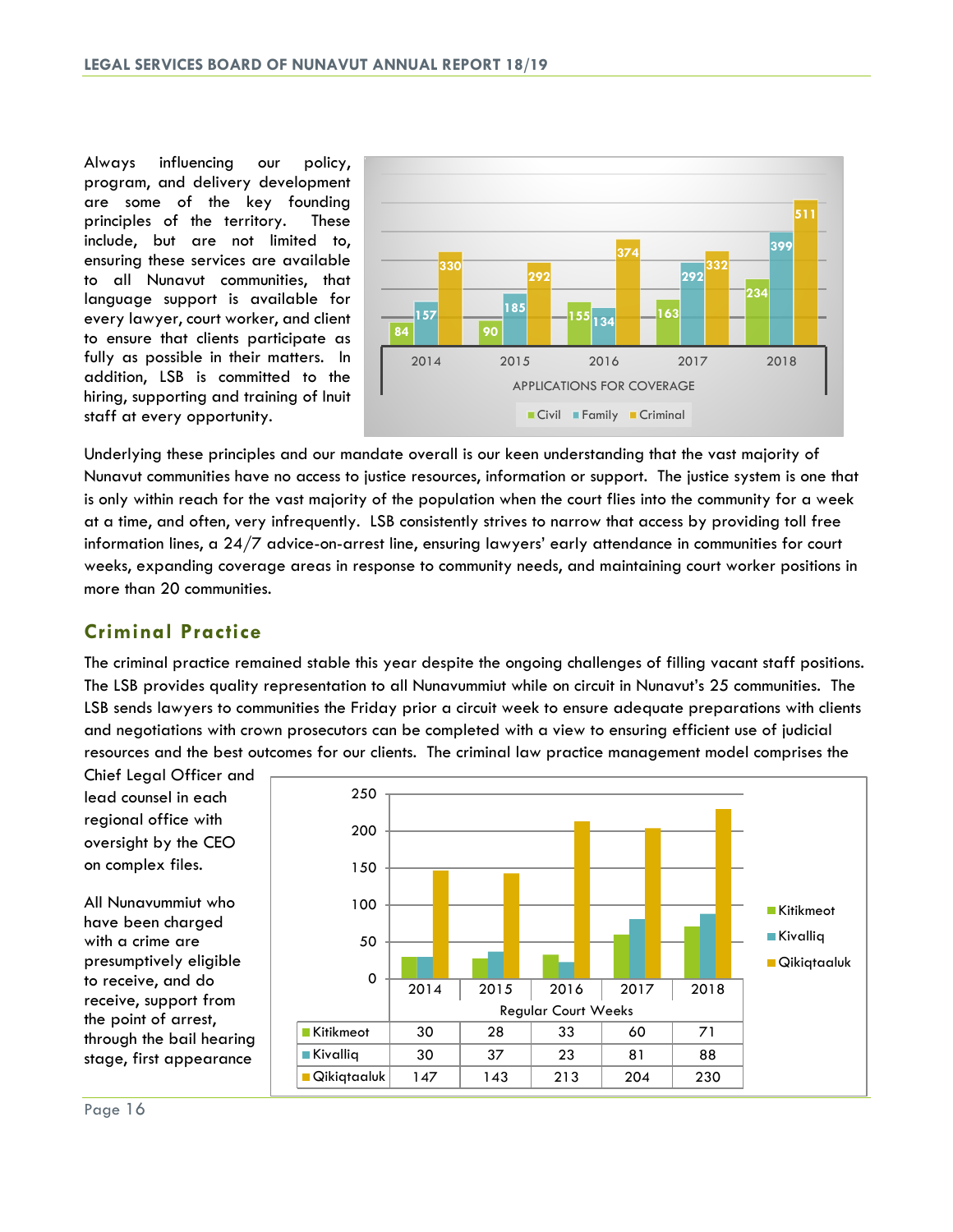Always influencing our policy, program, and delivery development are some of the key founding principles of the territory. These include, but are not limited to, ensuring these services are available to all Nunavut communities, that language support is available for every lawyer, court worker, and client to ensure that clients participate as fully as possible in their matters. In addition, LSB is committed to the hiring, supporting and training of Inuit staff at every opportunity.

APPLICATIONS FOR COVERAGE

| | 2014 | 2015 | 2016 | 2017 | 2018 |
|---|---|---|---|---|---|
| Civil | 84 | 90 | 155 | 163 | 234 |
| Family | 157 | 185 | 134 | 292 | 399 |
| Criminal | 330 | 292 | 374 | 332 | 511 |

Underlying these principles and our mandate overall is our keen understanding that the vast majority of Nunavut communities have no access to justice resources, information or support. The justice system is one that is only within reach for the vast majority of the population when the court flies into the community for a week at a time, and often, very infrequently. LSB consistently strives to narrow that access by providing toll free information lines, a 24/7 advice-on-arrest line, ensuring lawyers' early attendance in communities for court weeks, expanding coverage areas in response to community needs, and maintaining court worker positions in more than 20 communities.

## Criminal Practice

The criminal practice remained stable this year despite the ongoing challenges of filling vacant staff positions. The LSB provides quality representation to all Nunavummiut while on circuit in Nunavut's 25 communities. The LSB sends lawyers to communities the Friday prior a circuit week to ensure adequate preparations with clients and negotiations with crown prosecutors can be completed with a view to ensuring efficient use of judicial resources and the best outcomes for our clients. The criminal law practice management model comprises the Chief Legal Officer and lead counsel in each regional office with oversight by the CEO on complex files.

All Nunavummiut who have been charged with a crime are presumptively eligible to receive, and do receive, support from the point of arrest, through the bail hearing stage, first appearance

Regular Court Weeks

| | 2014 | 2015 | 2016 | 2017 | 2018 |
|---|---|---|---|---|---|
| Kitikmeot | 30 | 28 | 33 | 60 | 71 |
| Kivalliq | 30 | 37 | 23 | 81 | 88 |
| Qikiqtaaluk | 147 | 143 | 213 | 204 | 230 |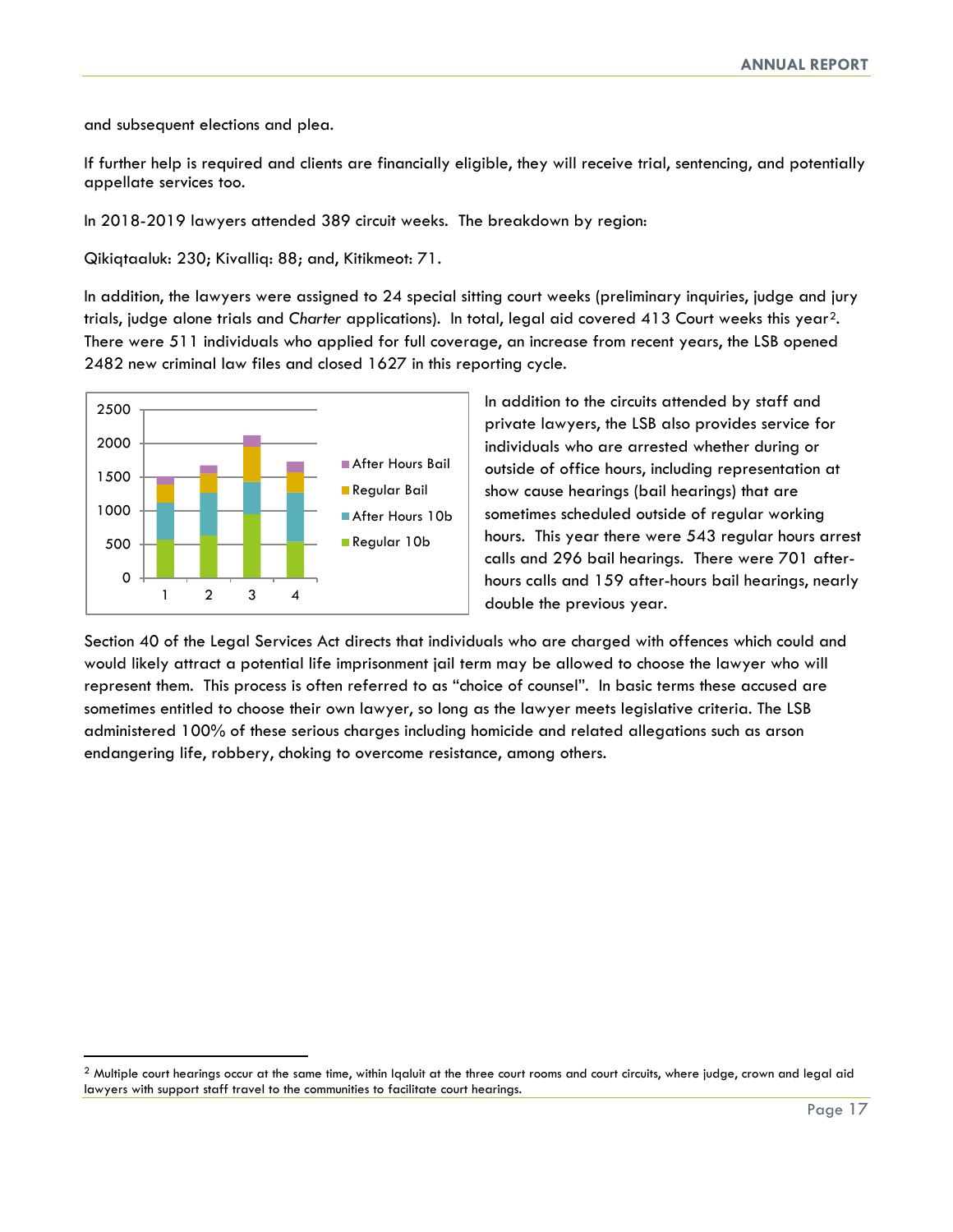and subsequent elections and plea.

If further help is required and clients are financially eligible, they will receive trial, sentencing, and potentially appellate services too.

In 2018-2019 lawyers attended 389 circuit weeks. The breakdown by region:

Qikiqtaaluk: 230; Kivalliq: 88; and, Kitikmeot: 71.

In addition, the lawyers were assigned to 24 special sitting court weeks (preliminary inquiries, judge and jury trials, judge alone trials and *Charter* applications). In total, legal aid covered 413 Court weeks this year[2]. There were 511 individuals who applied for full coverage, an increase from recent years, the LSB opened 2482 new criminal law files and closed 1627 in this reporting cycle.

In addition to the circuits attended by staff and private lawyers, the LSB also provides service for individuals who are arrested whether during or outside of office hours, including representation at show cause hearings (bail hearings) that are sometimes scheduled outside of regular working hours. This year there were 543 regular hours arrest calls and 296 bail hearings. There were 701 after-hours calls and 159 after-hours bail hearings, nearly double the previous year.

Section 40 of the Legal Services Act directs that individuals who are charged with offences which could and would likely attract a potential life imprisonment jail term may be allowed to choose the lawyer who will represent them. This process is often referred to as "choice of counsel". In basic terms these accused are sometimes entitled to choose their own lawyer, so long as the lawyer meets legislative criteria. The LSB administered 100% of these serious charges including homicide and related allegations such as arson endangering life, robbery, choking to overcome resistance, among others.

[2] Multiple court hearings occur at the same time, within Iqaluit at the three court rooms and court circuits, where judge, crown and legal aid lawyers with support staff travel to the communities to facilitate court hearings.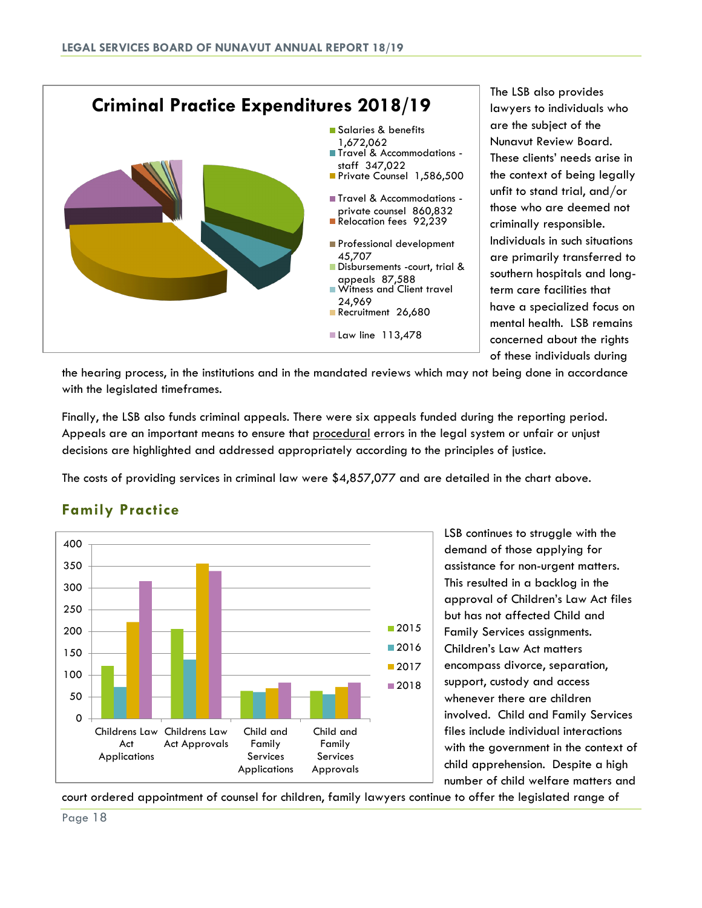**Criminal Practice Expenditures 2018/19**

| Category | Amount |
|---|---|
| Salaries & benefits | 1,672,062 |
| Travel & Accommodations - staff | 347,022 |
| Private Counsel | 1,586,500 |
| Travel & Accommodations - private counsel | 860,832 |
| Relocation fees | 92,239 |
| Professional development | 45,707 |
| Disbursements -court, trial & appeals | 87,588 |
| Witness and Client travel | 24,969 |
| Recruitment | 26,680 |
| Law line | 113,478 |

The LSB also provides lawyers to individuals who are the subject of the Nunavut Review Board. These clients' needs arise in the context of being legally unfit to stand trial, and/or those who are deemed not criminally responsible. Individuals in such situations are primarily transferred to southern hospitals and long-term care facilities that have a specialized focus on mental health. LSB remains concerned about the rights of these individuals during the hearing process, in the institutions and in the mandated reviews which may not being done in accordance with the legislated timeframes.

Finally, the LSB also funds criminal appeals. There were six appeals funded during the reporting period. Appeals are an important means to ensure that procedural errors in the legal system or unfair or unjust decisions are highlighted and addressed appropriately according to the principles of justice.

The costs of providing services in criminal law were $4,857,077 and are detailed in the chart above.

## Family Practice

| | 2015 | 2016 | 2017 | 2018 |
|---|---|---|---|---|
| Childrens Law Act Applications | 121 | 73 | 221 | 315 |
| Childrens Law Act Approvals | 205 | 136 | 355 | 338 |
| Child and Family Services Applications | 63 | 61 | 70 | 82 |
| Child and Family Services Approvals | 63 | 56 | 73 | 82 |

LSB continues to struggle with the demand of those applying for assistance for non-urgent matters. This resulted in a backlog in the approval of Children's Law Act files but has not affected Child and Family Services assignments. Children's Law Act matters encompass divorce, separation, support, custody and access whenever there are children involved. Child and Family Services files include individual interactions with the government in the context of child apprehension. Despite a high number of child welfare matters and court ordered appointment of counsel for children, family lawyers continue to offer the legislated range of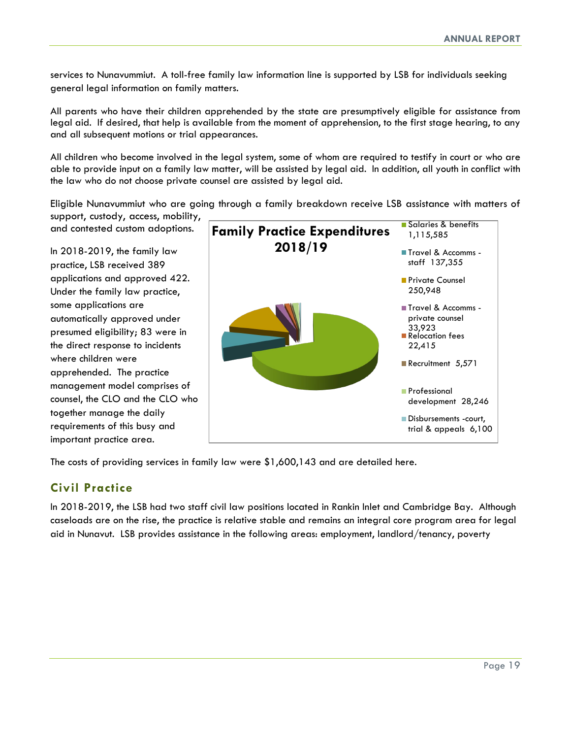services to Nunavummiut. A toll-free family law information line is supported by LSB for individuals seeking general legal information on family matters.

All parents who have their children apprehended by the state are presumptively eligible for assistance from legal aid. If desired, that help is available from the moment of apprehension, to the first stage hearing, to any and all subsequent motions or trial appearances.

All children who become involved in the legal system, some of whom are required to testify in court or who are able to provide input on a family law matter, will be assisted by legal aid. In addition, all youth in conflict with the law who do not choose private counsel are assisted by legal aid.

Eligible Nunavummiut who are going through a family breakdown receive LSB assistance with matters of support, custody, access, mobility, and contested custom adoptions.

In 2018-2019, the family law practice, LSB received 389 applications and approved 422. Under the family law practice, some applications are automatically approved under presumed eligibility; 83 were in the direct response to incidents where children were apprehended. The practice management model comprises of counsel, the CLO and the CLO who together manage the daily requirements of this busy and important practice area.

**Family Practice Expenditures 2018/19**

| Category | Amount |
|---|---|
| Salaries & benefits | 1,115,585 |
| Travel & Accomms - staff | 137,355 |
| Private Counsel | 250,948 |
| Travel & Accomms - private counsel | 33,923 |
| Relocation fees | 22,415 |
| Recruitment | 5,571 |
| Professional development | 28,246 |
| Disbursements -court, trial & appeals | 6,100 |

The costs of providing services in family law were $1,600,143 and are detailed here.

## Civil Practice

In 2018-2019, the LSB had two staff civil law positions located in Rankin Inlet and Cambridge Bay. Although caseloads are on the rise, the practice is relative stable and remains an integral core program area for legal aid in Nunavut. LSB provides assistance in the following areas: employment, landlord/tenancy, poverty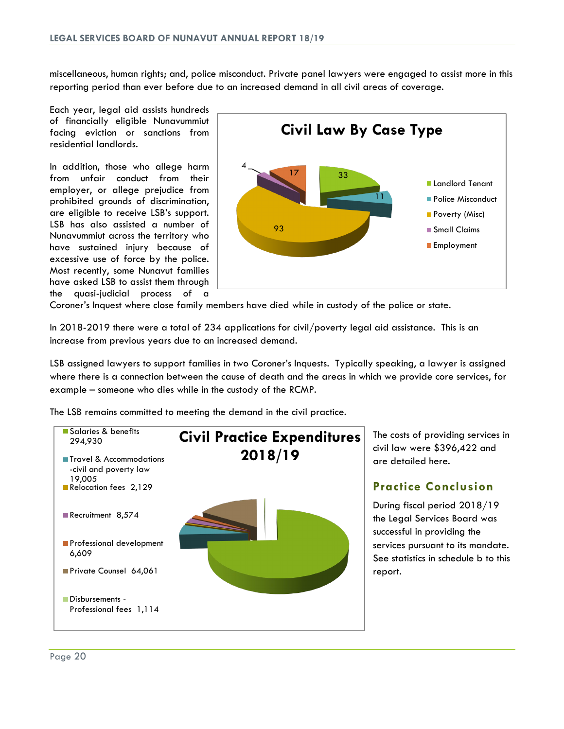miscellaneous, human rights; and, police misconduct. Private panel lawyers were engaged to assist more in this reporting period than ever before due to an increased demand in all civil areas of coverage.

Each year, legal aid assists hundreds of financially eligible Nunavummiut facing eviction or sanctions from residential landlords.

In addition, those who allege harm from unfair conduct from their employer, or allege prejudice from prohibited grounds of discrimination, are eligible to receive LSB's support. LSB has also assisted a number of Nunavummiut across the territory who have sustained injury because of excessive use of force by the police. Most recently, some Nunavut families have asked LSB to assist them through the quasi-judicial process of a Coroner's Inquest where close family members have died while in custody of the police or state.

**Civil Law By Case Type**

| Case Type | Number |
|---|---|
| Landlord Tenant | 33 |
| Police Misconduct | 11 |
| Poverty (Misc) | 93 |
| Small Claims | 4 |
| Employment | 17 |

In 2018-2019 there were a total of 234 applications for civil/poverty legal aid assistance. This is an increase from previous years due to an increased demand.

LSB assigned lawyers to support families in two Coroner's Inquests. Typically speaking, a lawyer is assigned where there is a connection between the cause of death and the areas in which we provide core services, for example – someone who dies while in the custody of the RCMP.

The LSB remains committed to meeting the demand in the civil practice.

**Civil Practice Expenditures 2018/19**

| Expenditure | Amount |
|---|---|
| Salaries & benefits | 294,930 |
| Travel & Accommodations -civil and poverty law | 19,005 |
| Relocation fees | 2,129 |
| Recruitment | 8,574 |
| Professional development | 6,609 |
| Private Counsel | 64,061 |
| Disbursements - Professional fees | 1,114 |

The costs of providing services in civil law were $396,422 and are detailed here.

## Practice Conclusion

During fiscal period 2018/19 the Legal Services Board was successful in providing the services pursuant to its mandate. See statistics in schedule b to this report.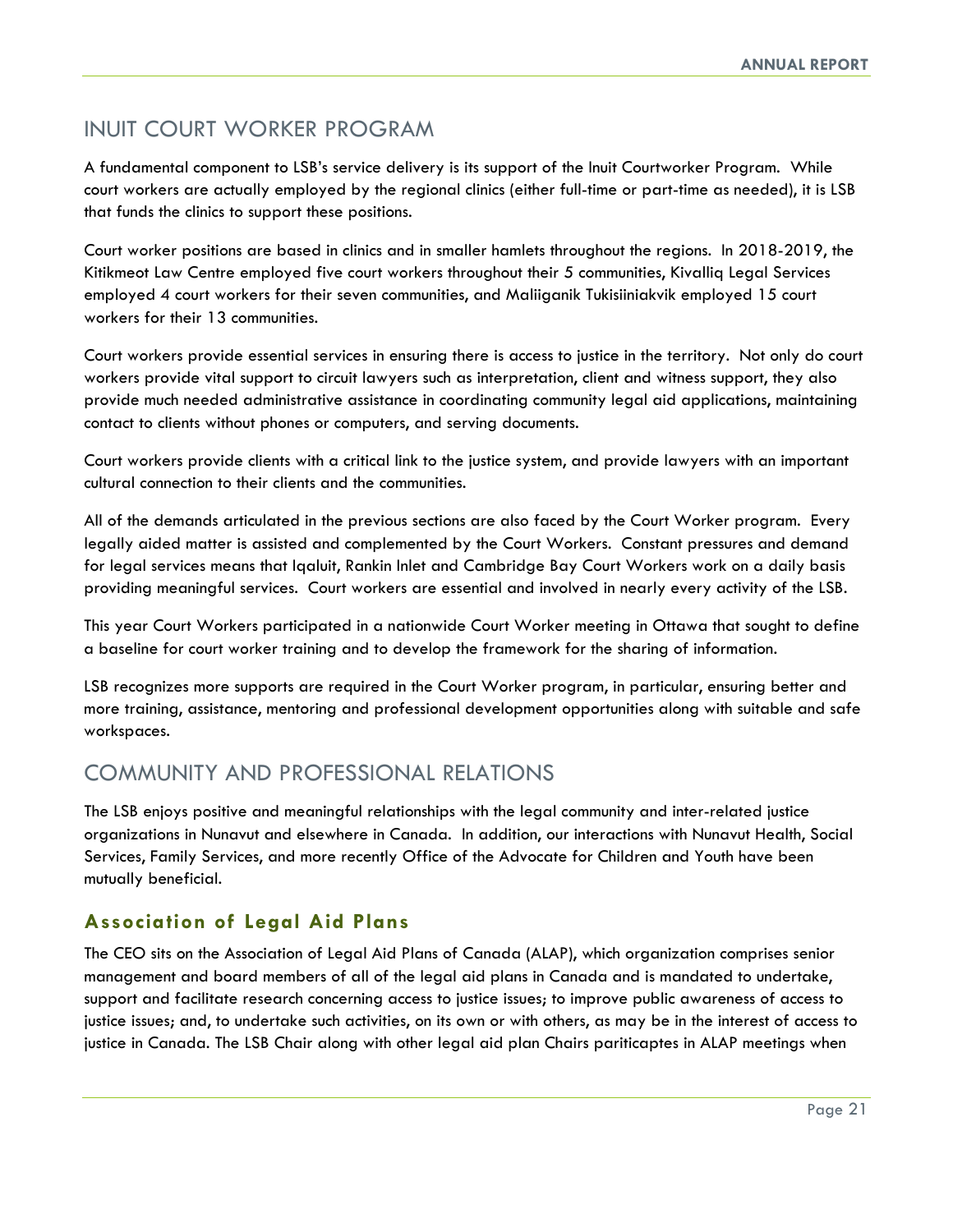## INUIT COURT WORKER PROGRAM

A fundamental component to LSB's service delivery is its support of the Inuit Courtworker Program. While court workers are actually employed by the regional clinics (either full-time or part-time as needed), it is LSB that funds the clinics to support these positions.

Court worker positions are based in clinics and in smaller hamlets throughout the regions. In 2018-2019, the Kitikmeot Law Centre employed five court workers throughout their 5 communities, Kivalliq Legal Services employed 4 court workers for their seven communities, and Maliiganik Tukisiiniakvik employed 15 court workers for their 13 communities.

Court workers provide essential services in ensuring there is access to justice in the territory. Not only do court workers provide vital support to circuit lawyers such as interpretation, client and witness support, they also provide much needed administrative assistance in coordinating community legal aid applications, maintaining contact to clients without phones or computers, and serving documents.

Court workers provide clients with a critical link to the justice system, and provide lawyers with an important cultural connection to their clients and the communities.

All of the demands articulated in the previous sections are also faced by the Court Worker program. Every legally aided matter is assisted and complemented by the Court Workers. Constant pressures and demand for legal services means that Iqaluit, Rankin Inlet and Cambridge Bay Court Workers work on a daily basis providing meaningful services. Court workers are essential and involved in nearly every activity of the LSB.

This year Court Workers participated in a nationwide Court Worker meeting in Ottawa that sought to define a baseline for court worker training and to develop the framework for the sharing of information.

LSB recognizes more supports are required in the Court Worker program, in particular, ensuring better and more training, assistance, mentoring and professional development opportunities along with suitable and safe workspaces.

## COMMUNITY AND PROFESSIONAL RELATIONS

The LSB enjoys positive and meaningful relationships with the legal community and inter-related justice organizations in Nunavut and elsewhere in Canada. In addition, our interactions with Nunavut Health, Social Services, Family Services, and more recently Office of the Advocate for Children and Youth have been mutually beneficial.

### Association of Legal Aid Plans

The CEO sits on the Association of Legal Aid Plans of Canada (ALAP), which organization comprises senior management and board members of all of the legal aid plans in Canada and is mandated to undertake, support and facilitate research concerning access to justice issues; to improve public awareness of access to justice issues; and, to undertake such activities, on its own or with others, as may be in the interest of access to justice in Canada. The LSB Chair along with other legal aid plan Chairs pariticaptes in ALAP meetings when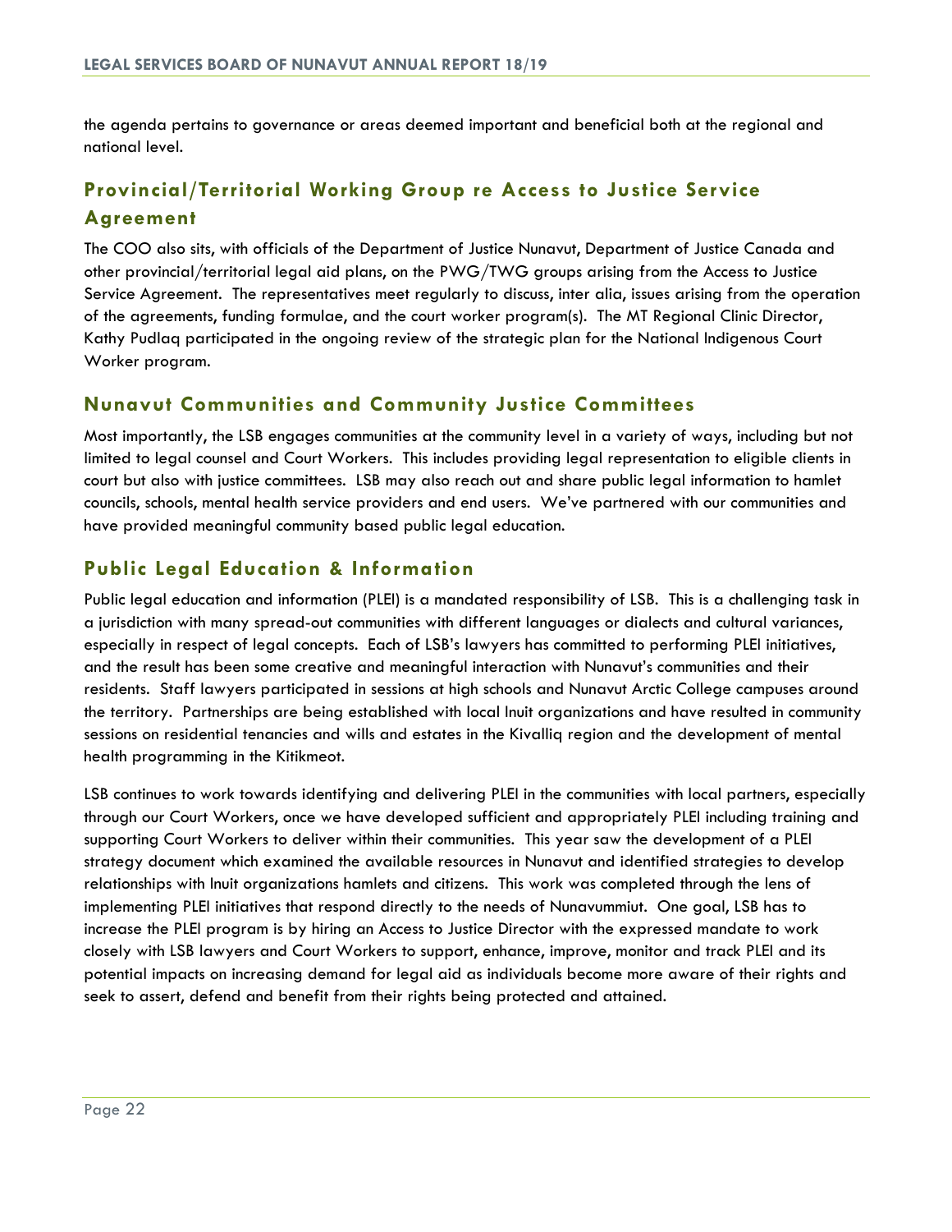the agenda pertains to governance or areas deemed important and beneficial both at the regional and national level.

## Provincial/Territorial Working Group re Access to Justice Service Agreement

The COO also sits, with officials of the Department of Justice Nunavut, Department of Justice Canada and other provincial/territorial legal aid plans, on the PWG/TWG groups arising from the Access to Justice Service Agreement. The representatives meet regularly to discuss, inter alia, issues arising from the operation of the agreements, funding formulae, and the court worker program(s). The MT Regional Clinic Director, Kathy Pudlaq participated in the ongoing review of the strategic plan for the National Indigenous Court Worker program.

## Nunavut Communities and Community Justice Committees

Most importantly, the LSB engages communities at the community level in a variety of ways, including but not limited to legal counsel and Court Workers. This includes providing legal representation to eligible clients in court but also with justice committees. LSB may also reach out and share public legal information to hamlet councils, schools, mental health service providers and end users. We've partnered with our communities and have provided meaningful community based public legal education.

## Public Legal Education & Information

Public legal education and information (PLEI) is a mandated responsibility of LSB. This is a challenging task in a jurisdiction with many spread-out communities with different languages or dialects and cultural variances, especially in respect of legal concepts. Each of LSB's lawyers has committed to performing PLEI initiatives, and the result has been some creative and meaningful interaction with Nunavut's communities and their residents. Staff lawyers participated in sessions at high schools and Nunavut Arctic College campuses around the territory. Partnerships are being established with local Inuit organizations and have resulted in community sessions on residential tenancies and wills and estates in the Kivalliq region and the development of mental health programming in the Kitikmeot.

LSB continues to work towards identifying and delivering PLEI in the communities with local partners, especially through our Court Workers, once we have developed sufficient and appropriately PLEI including training and supporting Court Workers to deliver within their communities. This year saw the development of a PLEI strategy document which examined the available resources in Nunavut and identified strategies to develop relationships with Inuit organizations hamlets and citizens. This work was completed through the lens of implementing PLEI initiatives that respond directly to the needs of Nunavummiut. One goal, LSB has to increase the PLEI program is by hiring an Access to Justice Director with the expressed mandate to work closely with LSB lawyers and Court Workers to support, enhance, improve, monitor and track PLEI and its potential impacts on increasing demand for legal aid as individuals become more aware of their rights and seek to assert, defend and benefit from their rights being protected and attained.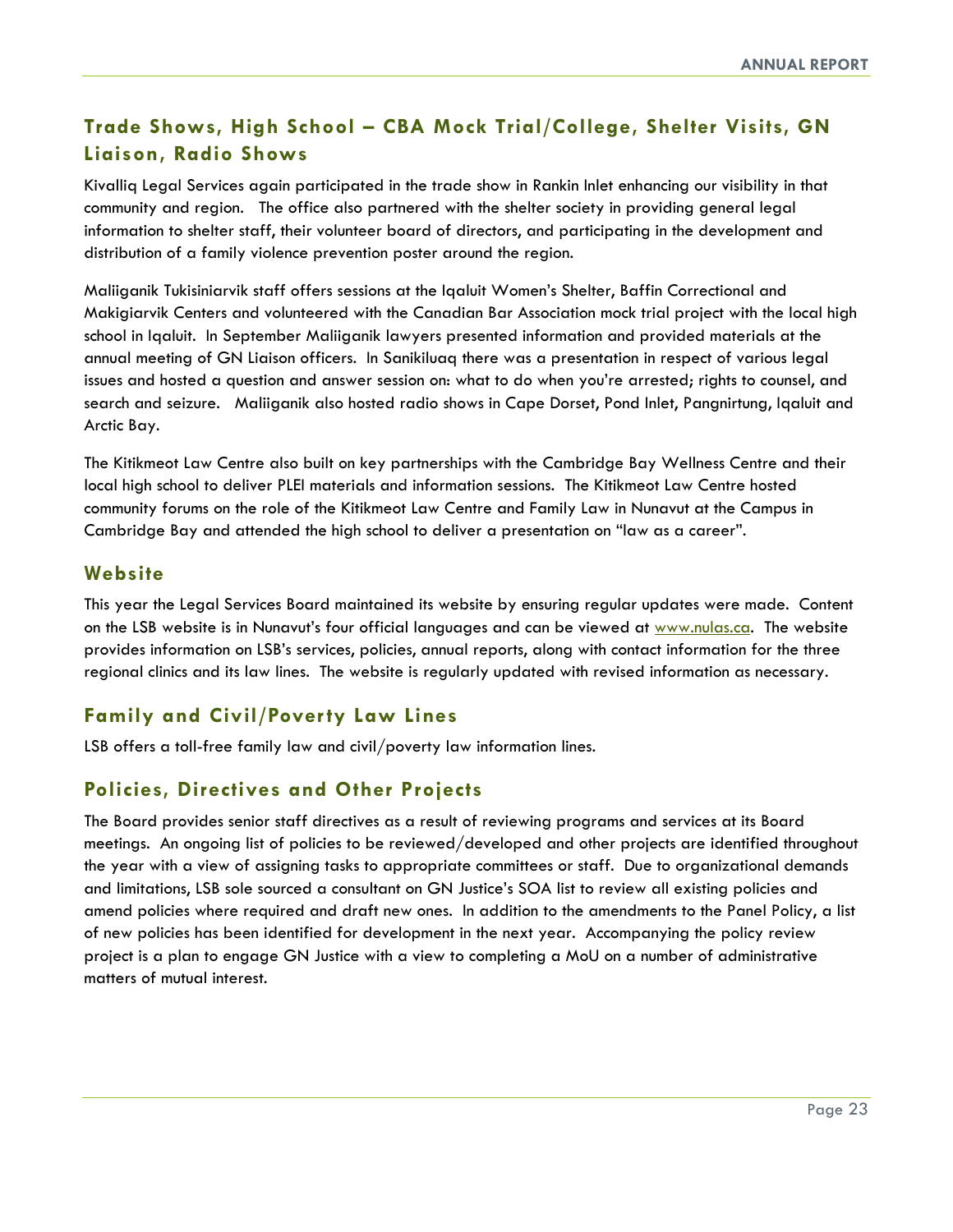## Trade Shows, High School – CBA Mock Trial/College, Shelter Visits, GN Liaison, Radio Shows

Kivalliq Legal Services again participated in the trade show in Rankin Inlet enhancing our visibility in that community and region. The office also partnered with the shelter society in providing general legal information to shelter staff, their volunteer board of directors, and participating in the development and distribution of a family violence prevention poster around the region.

Maliiganik Tukisiniarvik staff offers sessions at the Iqaluit Women's Shelter, Baffin Correctional and Makigiarvik Centers and volunteered with the Canadian Bar Association mock trial project with the local high school in Iqaluit. In September Maliiganik lawyers presented information and provided materials at the annual meeting of GN Liaison officers. In Sanikiluaq there was a presentation in respect of various legal issues and hosted a question and answer session on: what to do when you're arrested; rights to counsel, and search and seizure. Maliiganik also hosted radio shows in Cape Dorset, Pond Inlet, Pangnirtung, Iqaluit and Arctic Bay.

The Kitikmeot Law Centre also built on key partnerships with the Cambridge Bay Wellness Centre and their local high school to deliver PLEI materials and information sessions. The Kitikmeot Law Centre hosted community forums on the role of the Kitikmeot Law Centre and Family Law in Nunavut at the Campus in Cambridge Bay and attended the high school to deliver a presentation on "law as a career".

## Website

This year the Legal Services Board maintained its website by ensuring regular updates were made. Content on the LSB website is in Nunavut's four official languages and can be viewed at [www.nulas.ca](http://www.nulas.ca). The website provides information on LSB's services, policies, annual reports, along with contact information for the three regional clinics and its law lines. The website is regularly updated with revised information as necessary.

## Family and Civil/Poverty Law Lines

LSB offers a toll-free family law and civil/poverty law information lines.

## Policies, Directives and Other Projects

The Board provides senior staff directives as a result of reviewing programs and services at its Board meetings. An ongoing list of policies to be reviewed/developed and other projects are identified throughout the year with a view of assigning tasks to appropriate committees or staff. Due to organizational demands and limitations, LSB sole sourced a consultant on GN Justice's SOA list to review all existing policies and amend policies where required and draft new ones. In addition to the amendments to the Panel Policy, a list of new policies has been identified for development in the next year. Accompanying the policy review project is a plan to engage GN Justice with a view to completing a MoU on a number of administrative matters of mutual interest.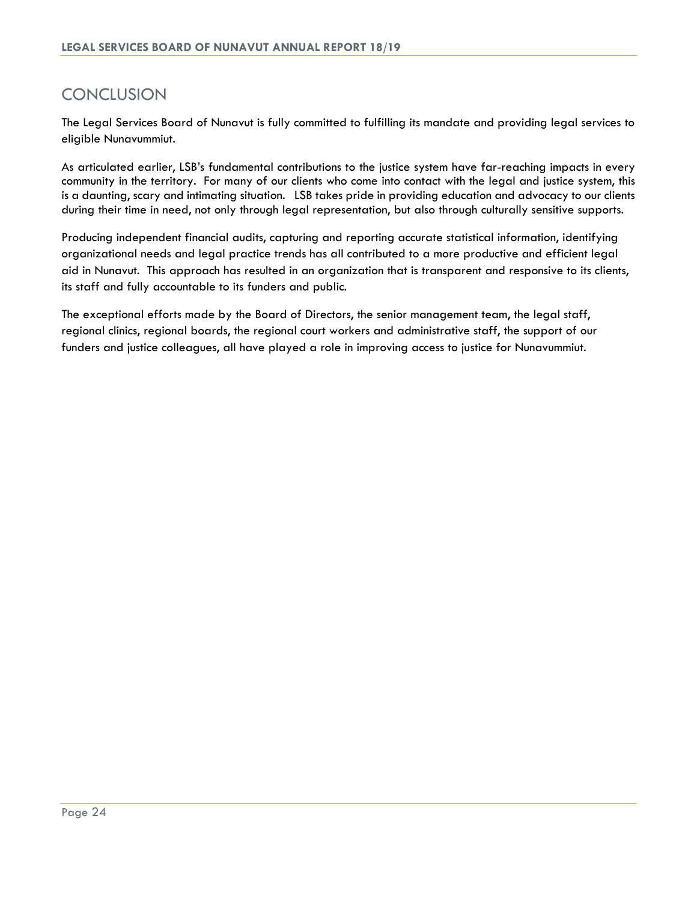# CONCLUSION

The Legal Services Board of Nunavut is fully committed to fulfilling its mandate and providing legal services to eligible Nunavummiut.

As articulated earlier, LSB's fundamental contributions to the justice system have far-reaching impacts in every community in the territory. For many of our clients who come into contact with the legal and justice system, this is a daunting, scary and intimating situation. LSB takes pride in providing education and advocacy to our clients during their time in need, not only through legal representation, but also through culturally sensitive supports.

Producing independent financial audits, capturing and reporting accurate statistical information, identifying organizational needs and legal practice trends has all contributed to a more productive and efficient legal aid in Nunavut. This approach has resulted in an organization that is transparent and responsive to its clients, its staff and fully accountable to its funders and public.

The exceptional efforts made by the Board of Directors, the senior management team, the legal staff, regional clinics, regional boards, the regional court workers and administrative staff, the support of our funders and justice colleagues, all have played a role in improving access to justice for Nunavummiut.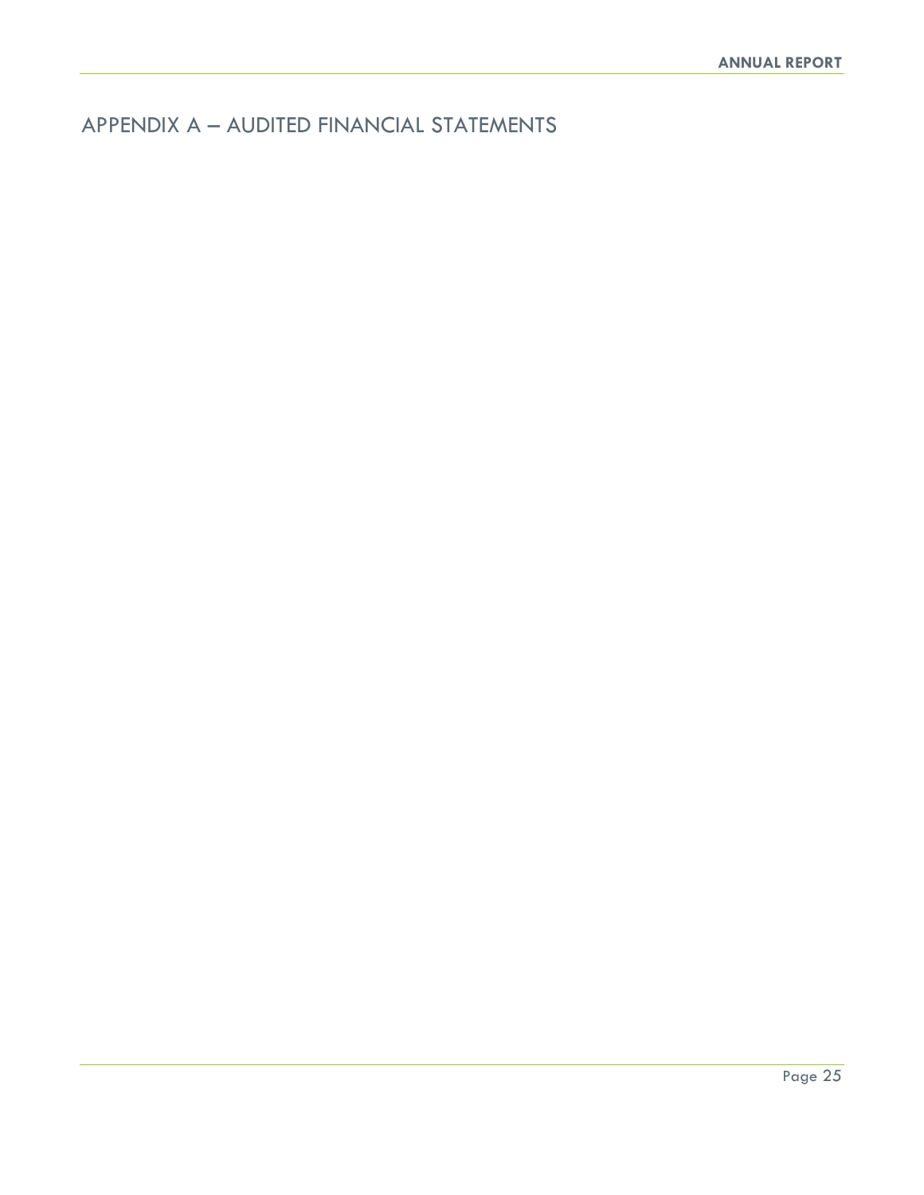# APPENDIX A – AUDITED FINANCIAL STATEMENTS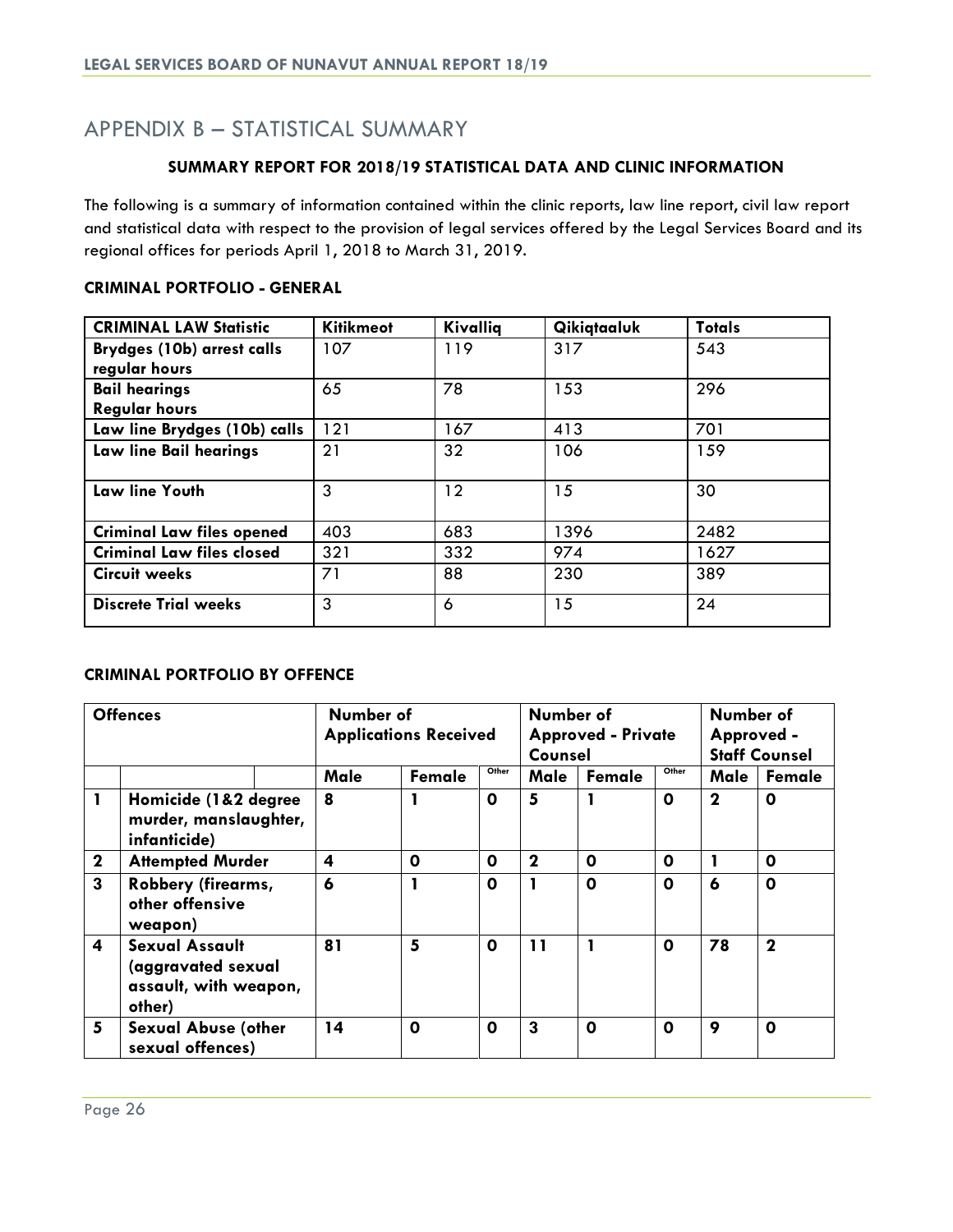# APPENDIX B – STATISTICAL SUMMARY

### SUMMARY REPORT FOR 2018/19 STATISTICAL DATA AND CLINIC INFORMATION

The following is a summary of information contained within the clinic reports, law line report, civil law report and statistical data with respect to the provision of legal services offered by the Legal Services Board and its regional offices for periods April 1, 2018 to March 31, 2019.

### CRIMINAL PORTFOLIO - GENERAL

| CRIMINAL LAW Statistic | Kitikmeot | Kivalliq | Qikiqtaaluk | Totals |
|---|---|---|---|---|
| Brydges (10b) arrest calls regular hours | 107 | 119 | 317 | 543 |
| Bail hearings Regular hours | 65 | 78 | 153 | 296 |
| Law line Brydges (10b) calls | 121 | 167 | 413 | 701 |
| Law line Bail hearings | 21 | 32 | 106 | 159 |
| Law line Youth | 3 | 12 | 15 | 30 |
| Criminal Law files opened | 403 | 683 | 1396 | 2482 |
| Criminal Law files closed | 321 | 332 | 974 | 1627 |
| Circuit weeks | 71 | 88 | 230 | 389 |
| Discrete Trial weeks | 3 | 6 | 15 | 24 |

### CRIMINAL PORTFOLIO BY OFFENCE

| | Offences | Number of Applications Received | | | Number of Approved - Private Counsel | | | Number of Approved - Staff Counsel | |
|---|---|---|---|---|---|---|---|---|---|
| | | Male | Female | Other | Male | Female | Other | Male | Female |
| 1 | Homicide (1&2 degree murder, manslaughter, infanticide) | 8 | 1 | 0 | 5 | 1 | 0 | 2 | 0 |
| 2 | Attempted Murder | 4 | 0 | 0 | 2 | 0 | 0 | 1 | 0 |
| 3 | Robbery (firearms, other offensive weapon) | 6 | 1 | 0 | 1 | 0 | 0 | 6 | 0 |
| 4 | Sexual Assault (aggravated sexual assault, with weapon, other) | 81 | 5 | 0 | 11 | 1 | 0 | 78 | 2 |
| 5 | Sexual Abuse (other sexual offences) | 14 | 0 | 0 | 3 | 0 | 0 | 9 | 0 |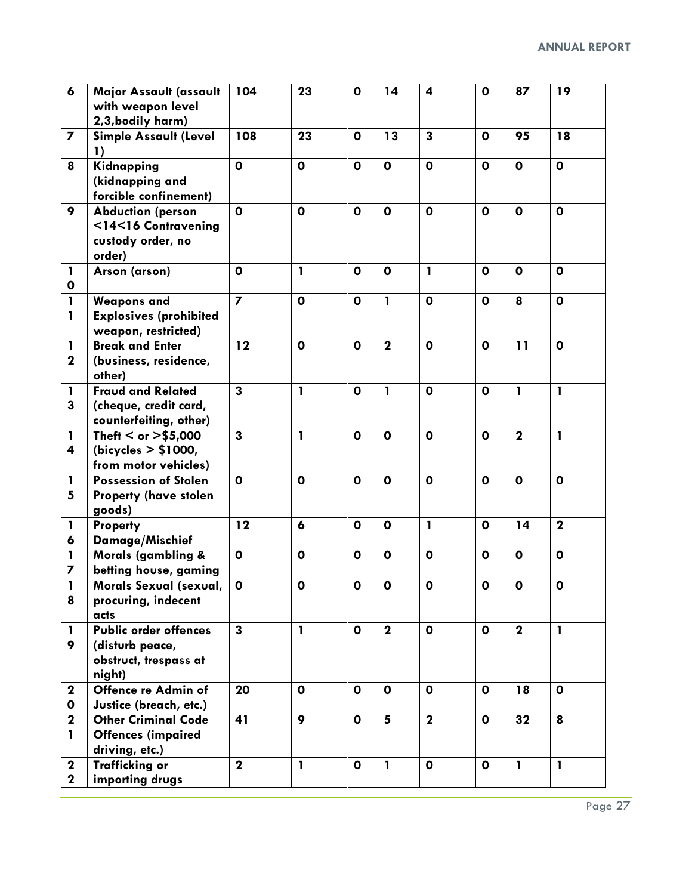| 6 | Major Assault (assault with weapon level 2,3,bodily harm) | 104 | 23 | 0 | 14 | 4 | 0 | 87 | 19 |
|---|---|---|---|---|---|---|---|---|---|
| 7 | Simple Assault (Level 1) | 108 | 23 | 0 | 13 | 3 | 0 | 95 | 18 |
| 8 | Kidnapping (kidnapping and forcible confinement) | 0 | 0 | 0 | 0 | 0 | 0 | 0 | 0 |
| 9 | Abduction (person <14<16 Contravening custody order, no order) | 0 | 0 | 0 | 0 | 0 | 0 | 0 | 0 |
| 10 | Arson (arson) | 0 | 1 | 0 | 0 | 1 | 0 | 0 | 0 |
| 11 | Weapons and Explosives (prohibited weapon, restricted) | 7 | 0 | 0 | 1 | 0 | 0 | 8 | 0 |
| 12 | Break and Enter (business, residence, other) | 12 | 0 | 0 | 2 | 0 | 0 | 11 | 0 |
| 13 | Fraud and Related (cheque, credit card, counterfeiting, other) | 3 | 1 | 0 | 1 | 0 | 0 | 1 | 1 |
| 14 | Theft < or >$5,000 (bicycles > $1000, from motor vehicles) | 3 | 1 | 0 | 0 | 0 | 0 | 2 | 1 |
| 15 | Possession of Stolen Property (have stolen goods) | 0 | 0 | 0 | 0 | 0 | 0 | 0 | 0 |
| 16 | Property Damage/Mischief | 12 | 6 | 0 | 0 | 1 | 0 | 14 | 2 |
| 17 | Morals (gambling & betting house, gaming | 0 | 0 | 0 | 0 | 0 | 0 | 0 | 0 |
| 18 | Morals Sexual (sexual, procuring, indecent acts | 0 | 0 | 0 | 0 | 0 | 0 | 0 | 0 |
| 19 | Public order offences (disturb peace, obstruct, trespass at night) | 3 | 1 | 0 | 2 | 0 | 0 | 2 | 1 |
| 20 | Offence re Admin of Justice (breach, etc.) | 20 | 0 | 0 | 0 | 0 | 0 | 18 | 0 |
| 21 | Other Criminal Code Offences (impaired driving, etc.) | 41 | 9 | 0 | 5 | 2 | 0 | 32 | 8 |
| 22 | Trafficking or importing drugs | 2 | 1 | 0 | 1 | 0 | 0 | 1 | 1 |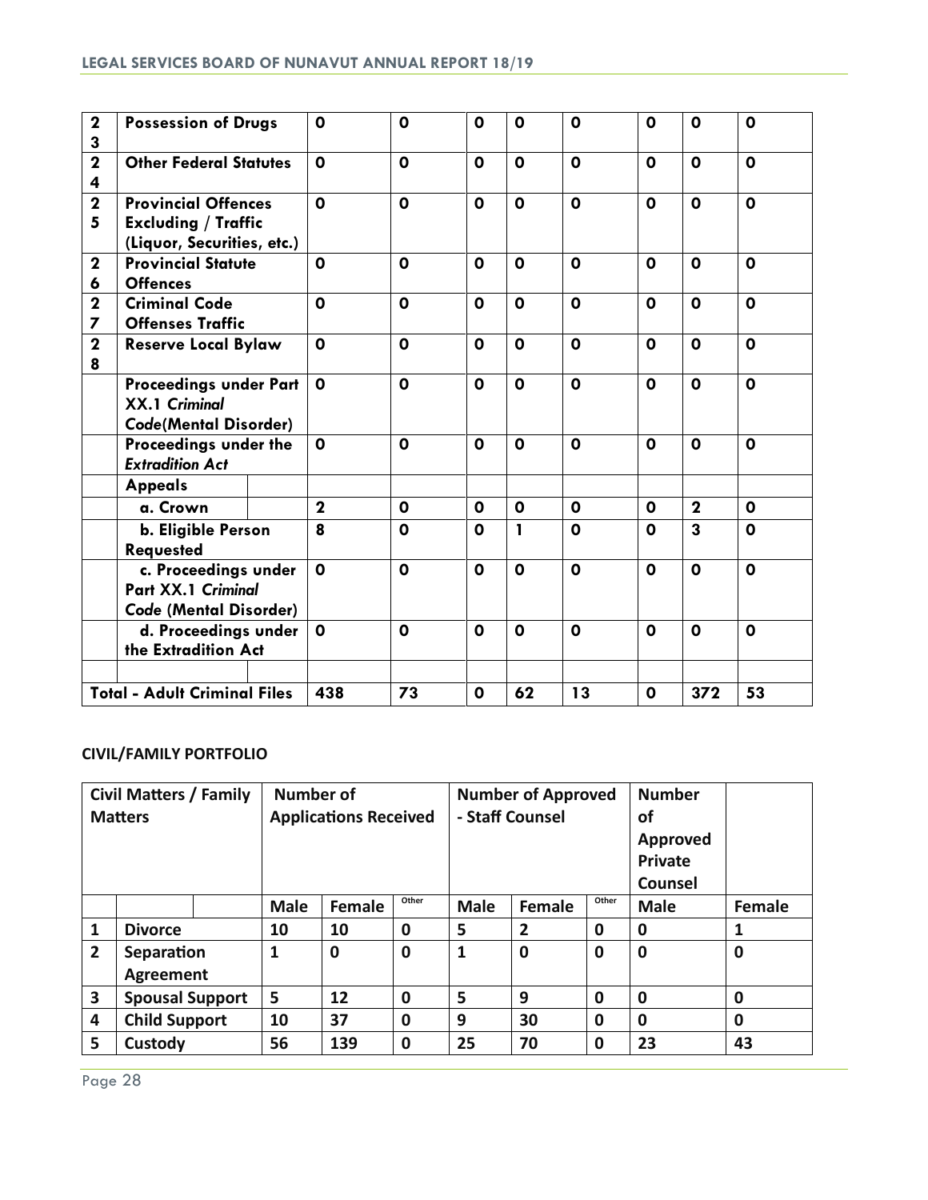| | | | | | | | | | |
|---|---|---|---|---|---|---|---|---|---|
| 23 | **Possession of Drugs** | **0** | **0** | **0** | **0** | **0** | **0** | **0** | **0** |
| 24 | **Other Federal Statutes** | **0** | **0** | **0** | **0** | **0** | **0** | **0** | **0** |
| 25 | **Provincial Offences Excluding / Traffic (Liquor, Securities, etc.)** | **0** | **0** | **0** | **0** | **0** | **0** | **0** | **0** |
| 26 | **Provincial Statute Offences** | **0** | **0** | **0** | **0** | **0** | **0** | **0** | **0** |
| 27 | **Criminal Code Offenses Traffic** | **0** | **0** | **0** | **0** | **0** | **0** | **0** | **0** |
| 28 | **Reserve Local Bylaw** | **0** | **0** | **0** | **0** | **0** | **0** | **0** | **0** |
| | **Proceedings under Part XX.1 *Criminal Code*(Mental Disorder)** | **0** | **0** | **0** | **0** | **0** | **0** | **0** | **0** |
| | **Proceedings under the *Extradition Act*** | **0** | **0** | **0** | **0** | **0** | **0** | **0** | **0** |
| | **Appeals** | | | | | | | | |
| | **a. Crown** | **2** | **0** | **0** | **0** | **0** | **0** | **2** | **0** |
| | **b. Eligible Person Requested** | **8** | **0** | **0** | **1** | **0** | **0** | **3** | **0** |
| | **c. Proceedings under Part XX.1 *Criminal Code* (Mental Disorder)** | **0** | **0** | **0** | **0** | **0** | **0** | **0** | **0** |
| | **d. Proceedings under the Extradition Act** | **0** | **0** | **0** | **0** | **0** | **0** | **0** | **0** |
| | | | | | | | | | |
| **Total - Adult Criminal Files** | | **438** | **73** | **0** | **62** | **13** | **0** | **372** | **53** |

**CIVIL/FAMILY PORTFOLIO**

| | Civil Matters / Family Matters | Number of Applications Received | | | Number of Approved - Staff Counsel | | | Number of Approved Private Counsel | |
|---|---|---|---|---|---|---|---|---|---|
| | | **Male** | **Female** | **Other** | **Male** | **Female** | **Other** | **Male** | **Female** |
| **1** | **Divorce** | **10** | **10** | **0** | **5** | **2** | **0** | **0** | **1** |
| **2** | **Separation Agreement** | **1** | **0** | **0** | **1** | **0** | **0** | **0** | **0** |
| **3** | **Spousal Support** | **5** | **12** | **0** | **5** | **9** | **0** | **0** | **0** |
| **4** | **Child Support** | **10** | **37** | **0** | **9** | **30** | **0** | **0** | **0** |
| **5** | **Custody** | **56** | **139** | **0** | **25** | **70** | **0** | **23** | **43** |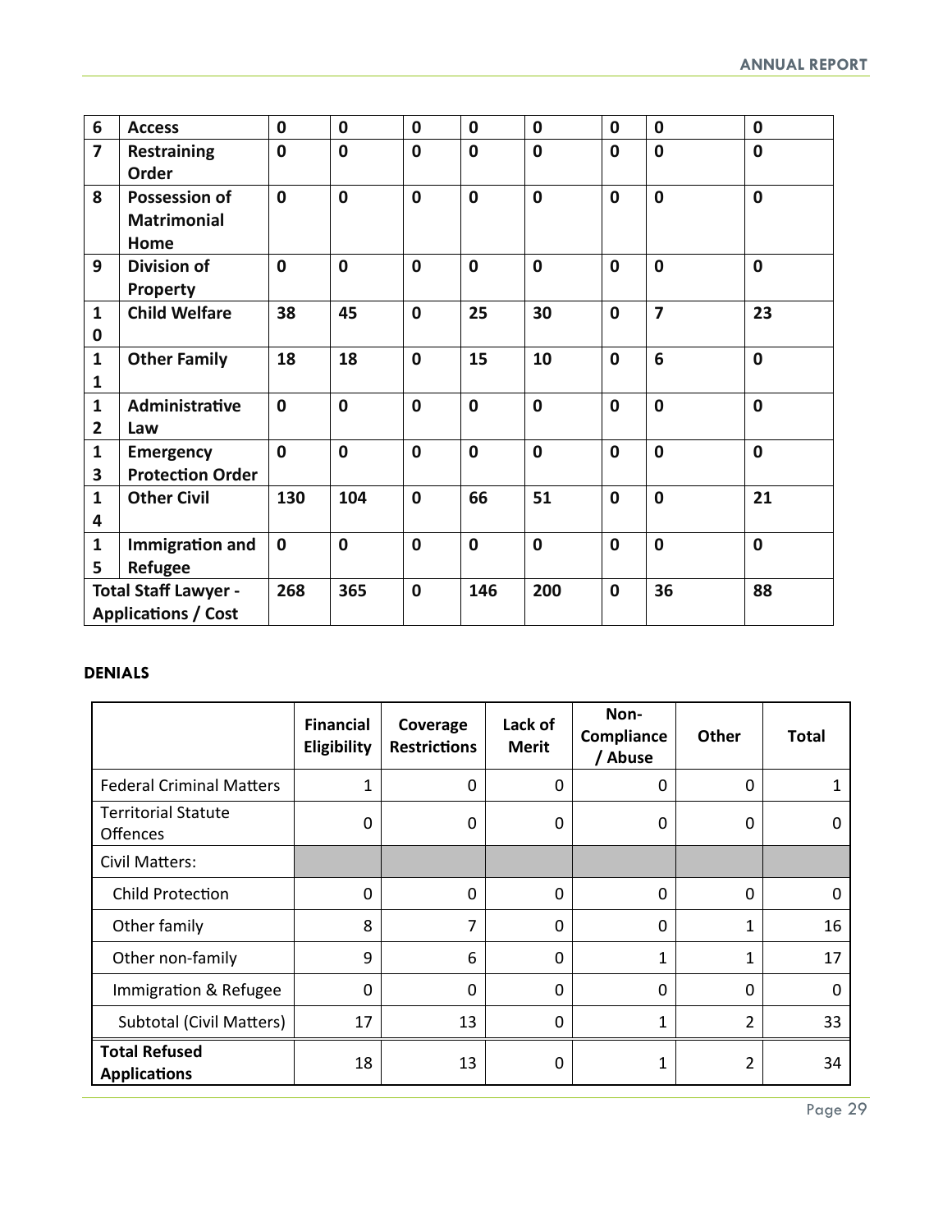| | | | | | | | | | |
|---|---|---|---|---|---|---|---|---|---|
| **6** | **Access** | **0** | **0** | **0** | **0** | **0** | **0** | **0** | **0** |
| **7** | **Restraining Order** | **0** | **0** | **0** | **0** | **0** | **0** | **0** | **0** |
| **8** | **Possession of Matrimonial Home** | **0** | **0** | **0** | **0** | **0** | **0** | **0** | **0** |
| **9** | **Division of Property** | **0** | **0** | **0** | **0** | **0** | **0** | **0** | **0** |
| **10** | **Child Welfare** | **38** | **45** | **0** | **25** | **30** | **0** | **7** | **23** |
| **11** | **Other Family** | **18** | **18** | **0** | **15** | **10** | **0** | **6** | **0** |
| **12** | **Administrative Law** | **0** | **0** | **0** | **0** | **0** | **0** | **0** | **0** |
| **13** | **Emergency Protection Order** | **0** | **0** | **0** | **0** | **0** | **0** | **0** | **0** |
| **14** | **Other Civil** | **130** | **104** | **0** | **66** | **51** | **0** | **0** | **21** |
| **15** | **Immigration and Refugee** | **0** | **0** | **0** | **0** | **0** | **0** | **0** | **0** |
| **Total Staff Lawyer - Applications / Cost** | | **268** | **365** | **0** | **146** | **200** | **0** | **36** | **88** |

### DENIALS

| | Financial Eligibility | Coverage Restrictions | Lack of Merit | Non-Compliance / Abuse | Other | Total |
|---|---|---|---|---|---|---|
| Federal Criminal Matters | 1 | 0 | 0 | 0 | 0 | 1 |
| Territorial Statute Offences | 0 | 0 | 0 | 0 | 0 | 0 |
| Civil Matters: | | | | | | |
| Child Protection | 0 | 0 | 0 | 0 | 0 | 0 |
| Other family | 8 | 7 | 0 | 0 | 1 | 16 |
| Other non-family | 9 | 6 | 0 | 1 | 1 | 17 |
| Immigration & Refugee | 0 | 0 | 0 | 0 | 0 | 0 |
| Subtotal (Civil Matters) | 17 | 13 | 0 | 1 | 2 | 33 |
| **Total Refused Applications** | 18 | 13 | 0 | 1 | 2 | 34 |